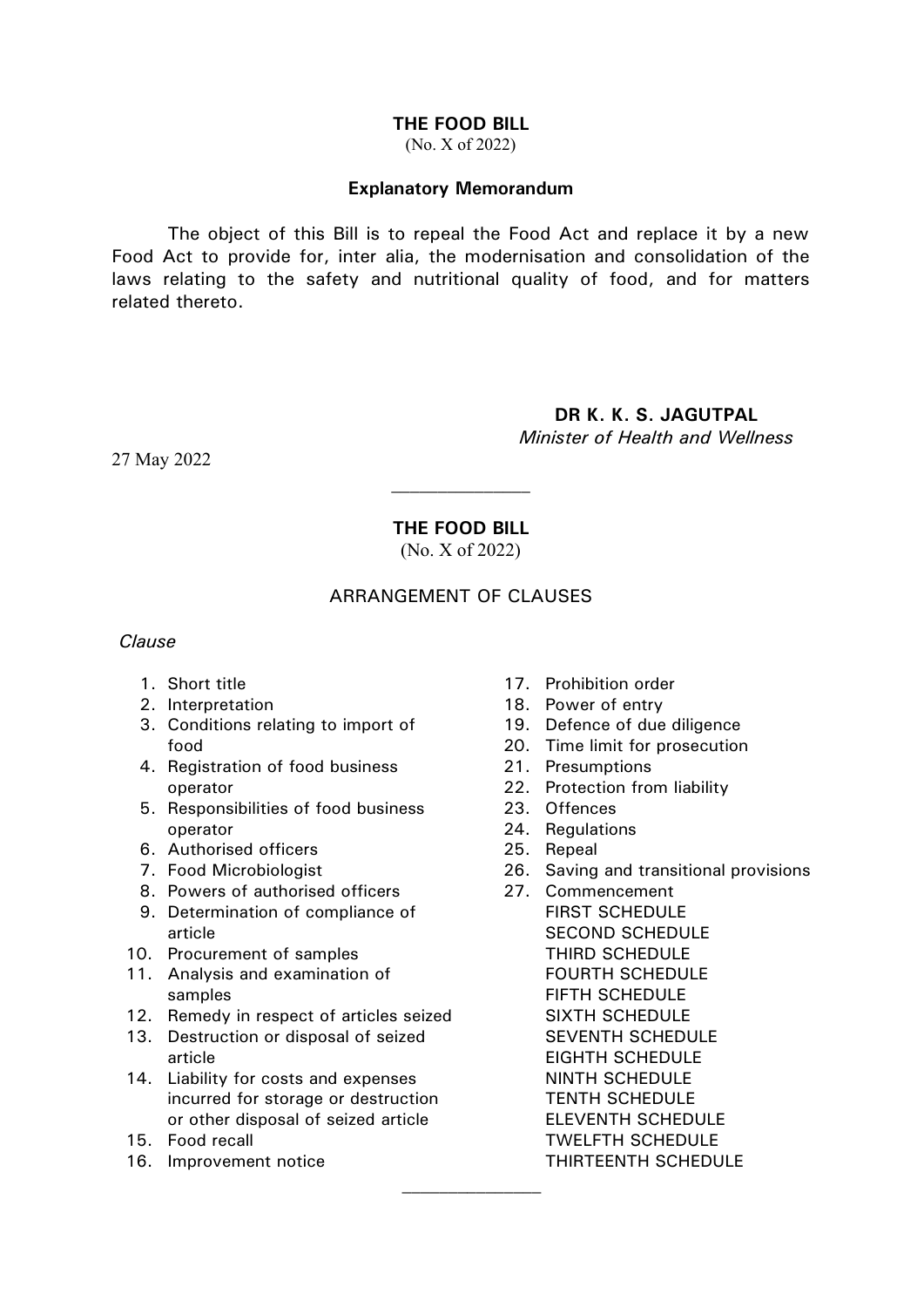# THE FOOD BILL

(No. X of 2022)

## Explanatory Memorandum

The object of this Bill is to repeal the Food Act and replace it by a new Food Act to provide for, inter alia, the modernisation and consolidation of the laws relating to the safety and nutritional quality of food, and for matters related thereto.

**DR K. K. S. JAGUTPAL**
*Minister of Health and Wellness*

27 May 2022

---

# THE FOOD BILL

(No. X of 2022)

## ARRANGEMENT OF CLAUSES

*Clause*

1. Short title
2. Interpretation
3. Conditions relating to import of food
4. Registration of food business operator
5. Responsibilities of food business operator
6. Authorised officers
7. Food Microbiologist
8. Powers of authorised officers
9. Determination of compliance of article
10. Procurement of samples
11. Analysis and examination of samples
12. Remedy in respect of articles seized
13. Destruction or disposal of seized article
14. Liability for costs and expenses incurred for storage or destruction or other disposal of seized article
15. Food recall
16. Improvement notice
17. Prohibition order
18. Power of entry
19. Defence of due diligence
20. Time limit for prosecution
21. Presumptions
22. Protection from liability
23. Offences
24. Regulations
25. Repeal
26. Saving and transitional provisions
27. Commencement

FIRST SCHEDULE
SECOND SCHEDULE
THIRD SCHEDULE
FOURTH SCHEDULE
FIFTH SCHEDULE
SIXTH SCHEDULE
SEVENTH SCHEDULE
EIGHTH SCHEDULE
NINTH SCHEDULE
TENTH SCHEDULE
ELEVENTH SCHEDULE
TWELFTH SCHEDULE
THIRTEENTH SCHEDULE

---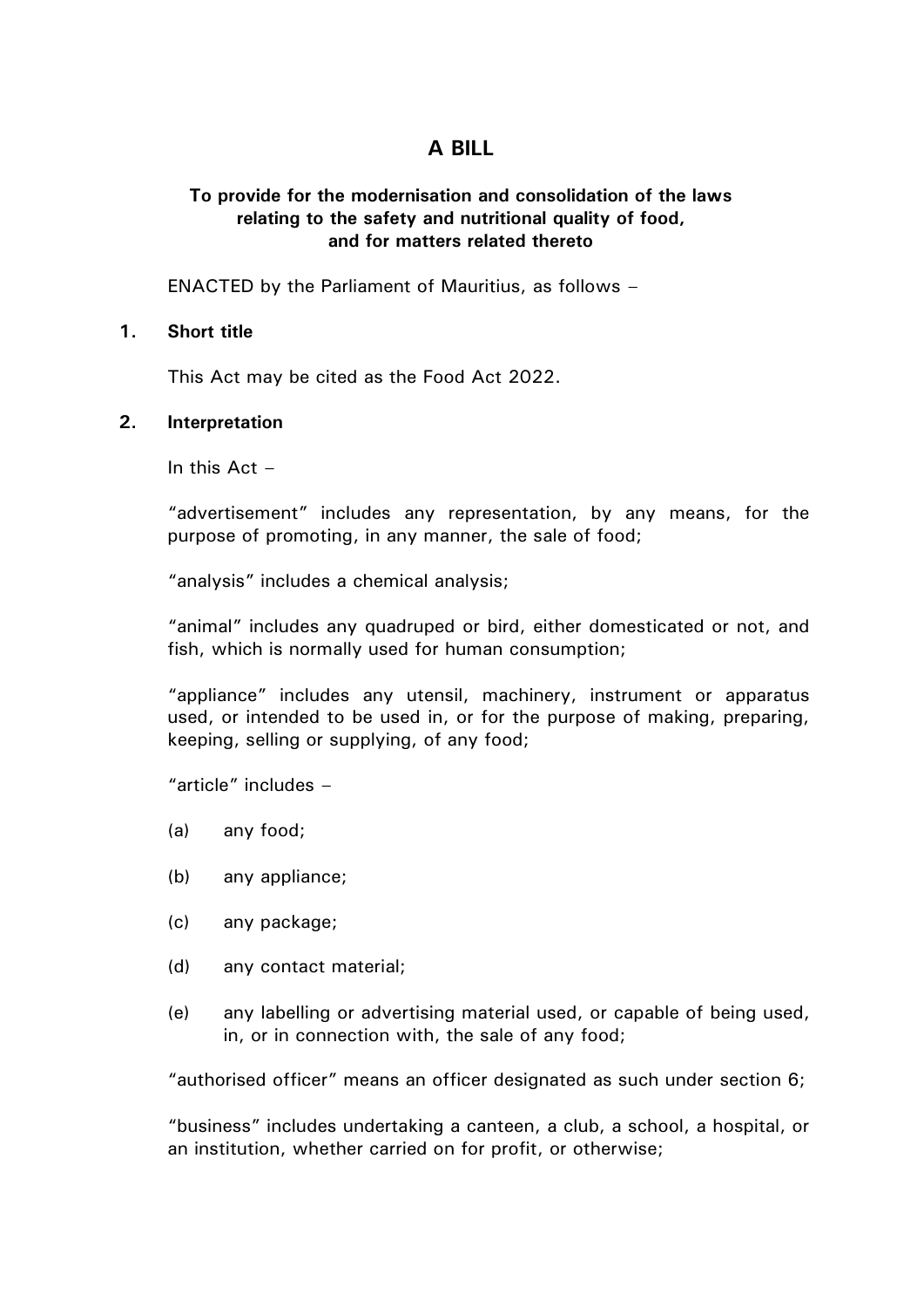# A BILL

**To provide for the modernisation and consolidation of the laws relating to the safety and nutritional quality of food, and for matters related thereto**

ENACTED by the Parliament of Mauritius, as follows –

## 1. Short title

This Act may be cited as the Food Act 2022.

## 2. Interpretation

In this Act –

"advertisement" includes any representation, by any means, for the purpose of promoting, in any manner, the sale of food;

"analysis" includes a chemical analysis;

"animal" includes any quadruped or bird, either domesticated or not, and fish, which is normally used for human consumption;

"appliance" includes any utensil, machinery, instrument or apparatus used, or intended to be used in, or for the purpose of making, preparing, keeping, selling or supplying, of any food;

"article" includes –

(a) any food;

(b) any appliance;

(c) any package;

(d) any contact material;

(e) any labelling or advertising material used, or capable of being used, in, or in connection with, the sale of any food;

"authorised officer" means an officer designated as such under section 6;

"business" includes undertaking a canteen, a club, a school, a hospital, or an institution, whether carried on for profit, or otherwise;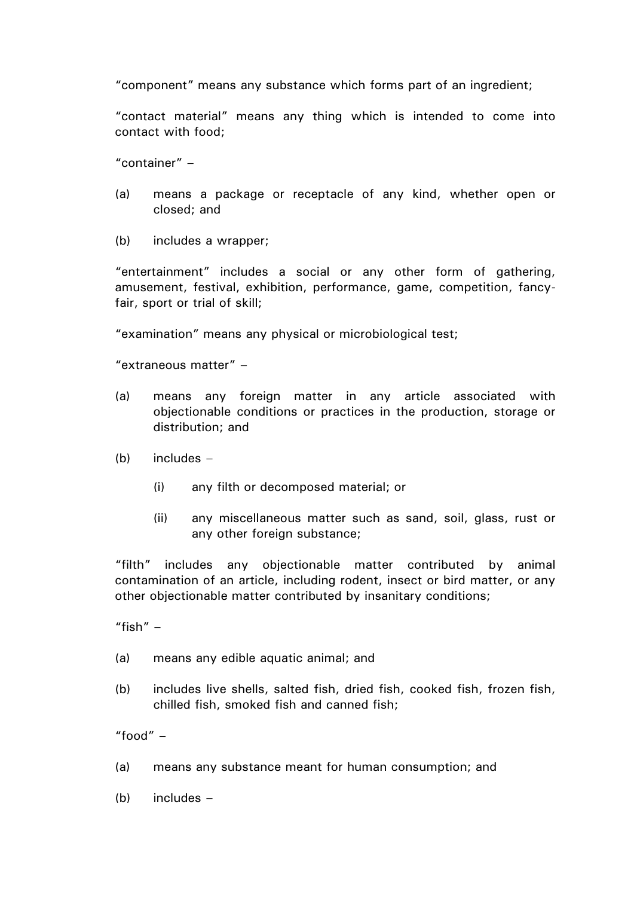"component" means any substance which forms part of an ingredient;

"contact material" means any thing which is intended to come into contact with food;

"container" –

(a) means a package or receptacle of any kind, whether open or closed; and

(b) includes a wrapper;

"entertainment" includes a social or any other form of gathering, amusement, festival, exhibition, performance, game, competition, fancy-fair, sport or trial of skill;

"examination" means any physical or microbiological test;

"extraneous matter" –

(a) means any foreign matter in any article associated with objectionable conditions or practices in the production, storage or distribution; and

(b) includes –

  (i) any filth or decomposed material; or

  (ii) any miscellaneous matter such as sand, soil, glass, rust or any other foreign substance;

"filth" includes any objectionable matter contributed by animal contamination of an article, including rodent, insect or bird matter, or any other objectionable matter contributed by insanitary conditions;

"fish" –

(a) means any edible aquatic animal; and

(b) includes live shells, salted fish, dried fish, cooked fish, frozen fish, chilled fish, smoked fish and canned fish;

"food" –

(a) means any substance meant for human consumption; and

(b) includes –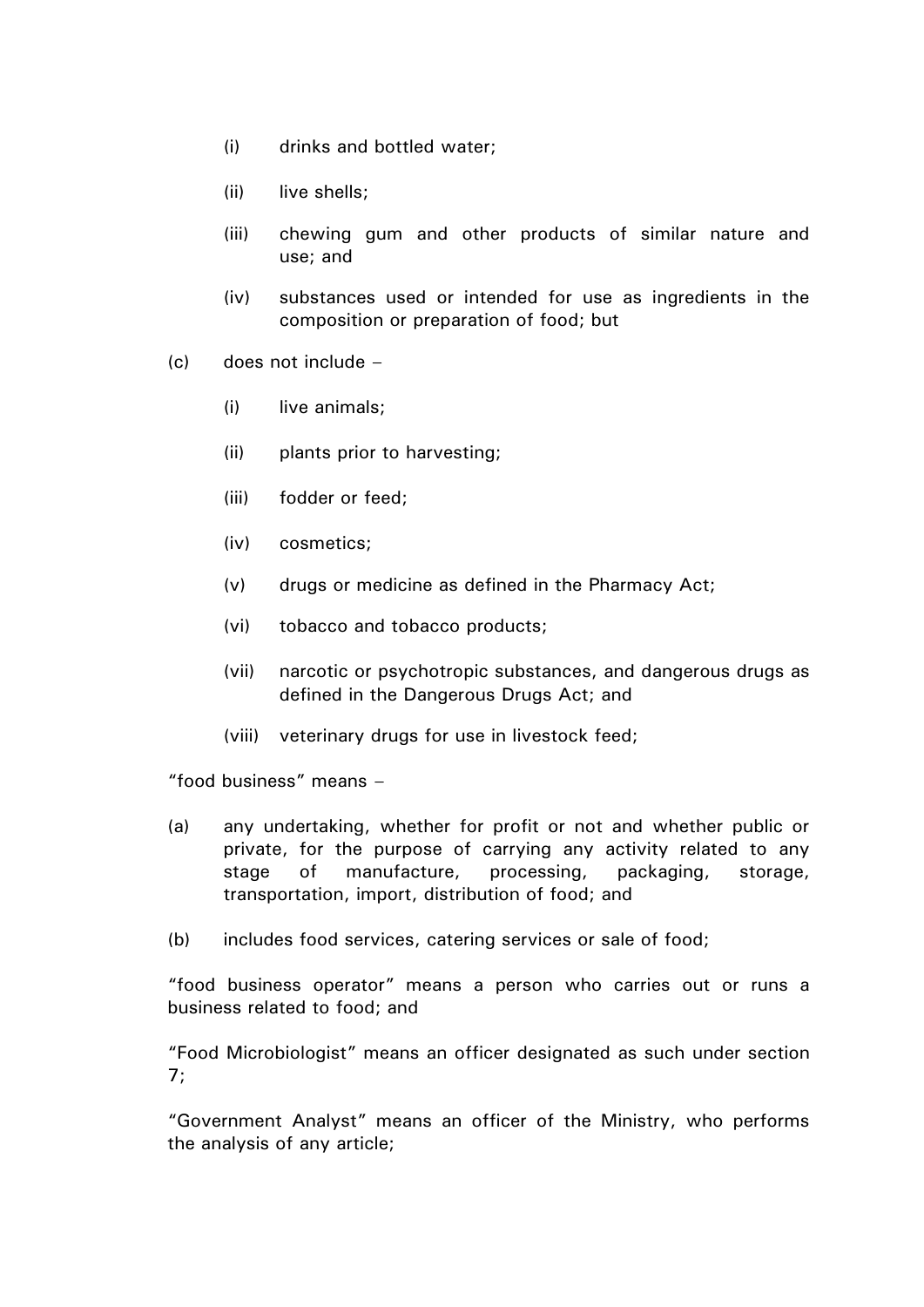- (i) drinks and bottled water;
- (ii) live shells;
- (iii) chewing gum and other products of similar nature and use; and
- (iv) substances used or intended for use as ingredients in the composition or preparation of food; but

(c) does not include –

- (i) live animals;
- (ii) plants prior to harvesting;
- (iii) fodder or feed;
- (iv) cosmetics;
- (v) drugs or medicine as defined in the Pharmacy Act;
- (vi) tobacco and tobacco products;
- (vii) narcotic or psychotropic substances, and dangerous drugs as defined in the Dangerous Drugs Act; and
- (viii) veterinary drugs for use in livestock feed;

"food business" means –

(a) any undertaking, whether for profit or not and whether public or private, for the purpose of carrying any activity related to any stage of manufacture, processing, packaging, storage, transportation, import, distribution of food; and

(b) includes food services, catering services or sale of food;

"food business operator" means a person who carries out or runs a business related to food; and

"Food Microbiologist" means an officer designated as such under section 7;

"Government Analyst" means an officer of the Ministry, who performs the analysis of any article;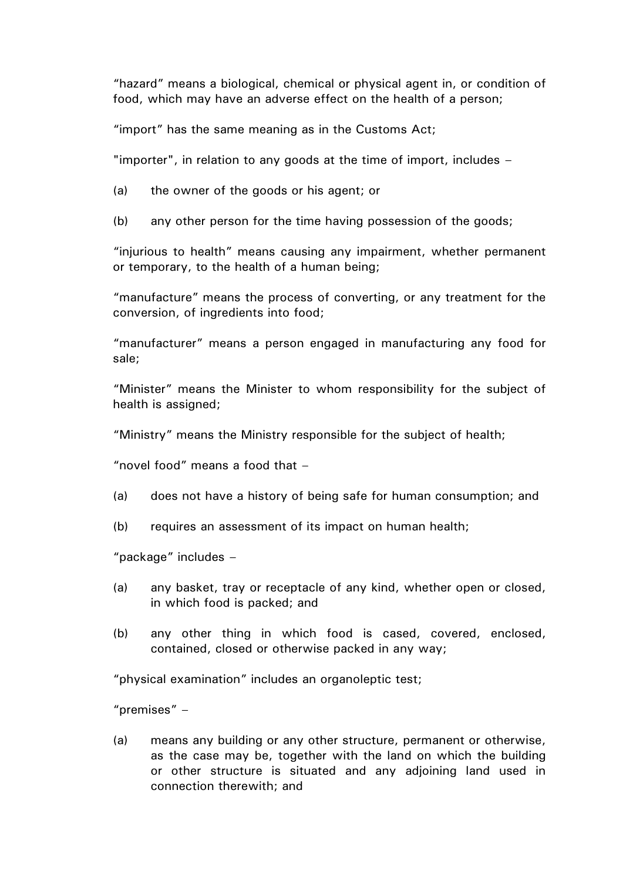"hazard" means a biological, chemical or physical agent in, or condition of food, which may have an adverse effect on the health of a person;

"import" has the same meaning as in the Customs Act;

"importer", in relation to any goods at the time of import, includes –

(a) the owner of the goods or his agent; or

(b) any other person for the time having possession of the goods;

"injurious to health" means causing any impairment, whether permanent or temporary, to the health of a human being;

"manufacture" means the process of converting, or any treatment for the conversion, of ingredients into food;

"manufacturer" means a person engaged in manufacturing any food for sale;

"Minister" means the Minister to whom responsibility for the subject of health is assigned;

"Ministry" means the Ministry responsible for the subject of health;

"novel food" means a food that –

(a) does not have a history of being safe for human consumption; and

(b) requires an assessment of its impact on human health;

"package" includes –

(a) any basket, tray or receptacle of any kind, whether open or closed, in which food is packed; and

(b) any other thing in which food is cased, covered, enclosed, contained, closed or otherwise packed in any way;

"physical examination" includes an organoleptic test;

"premises" –

(a) means any building or any other structure, permanent or otherwise, as the case may be, together with the land on which the building or other structure is situated and any adjoining land used in connection therewith; and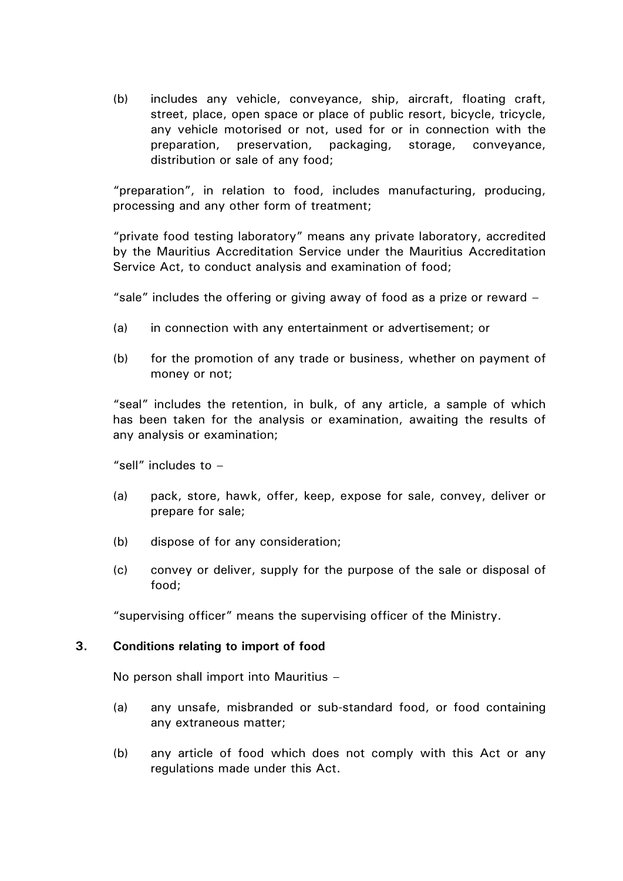(b) includes any vehicle, conveyance, ship, aircraft, floating craft, street, place, open space or place of public resort, bicycle, tricycle, any vehicle motorised or not, used for or in connection with the preparation, preservation, packaging, storage, conveyance, distribution or sale of any food;

"preparation", in relation to food, includes manufacturing, producing, processing and any other form of treatment;

"private food testing laboratory" means any private laboratory, accredited by the Mauritius Accreditation Service under the Mauritius Accreditation Service Act, to conduct analysis and examination of food;

"sale" includes the offering or giving away of food as a prize or reward –

(a) in connection with any entertainment or advertisement; or

(b) for the promotion of any trade or business, whether on payment of money or not;

"seal" includes the retention, in bulk, of any article, a sample of which has been taken for the analysis or examination, awaiting the results of any analysis or examination;

"sell" includes to –

(a) pack, store, hawk, offer, keep, expose for sale, convey, deliver or prepare for sale;

(b) dispose of for any consideration;

(c) convey or deliver, supply for the purpose of the sale or disposal of food;

"supervising officer" means the supervising officer of the Ministry.

### 3. Conditions relating to import of food

No person shall import into Mauritius –

(a) any unsafe, misbranded or sub-standard food, or food containing any extraneous matter;

(b) any article of food which does not comply with this Act or any regulations made under this Act.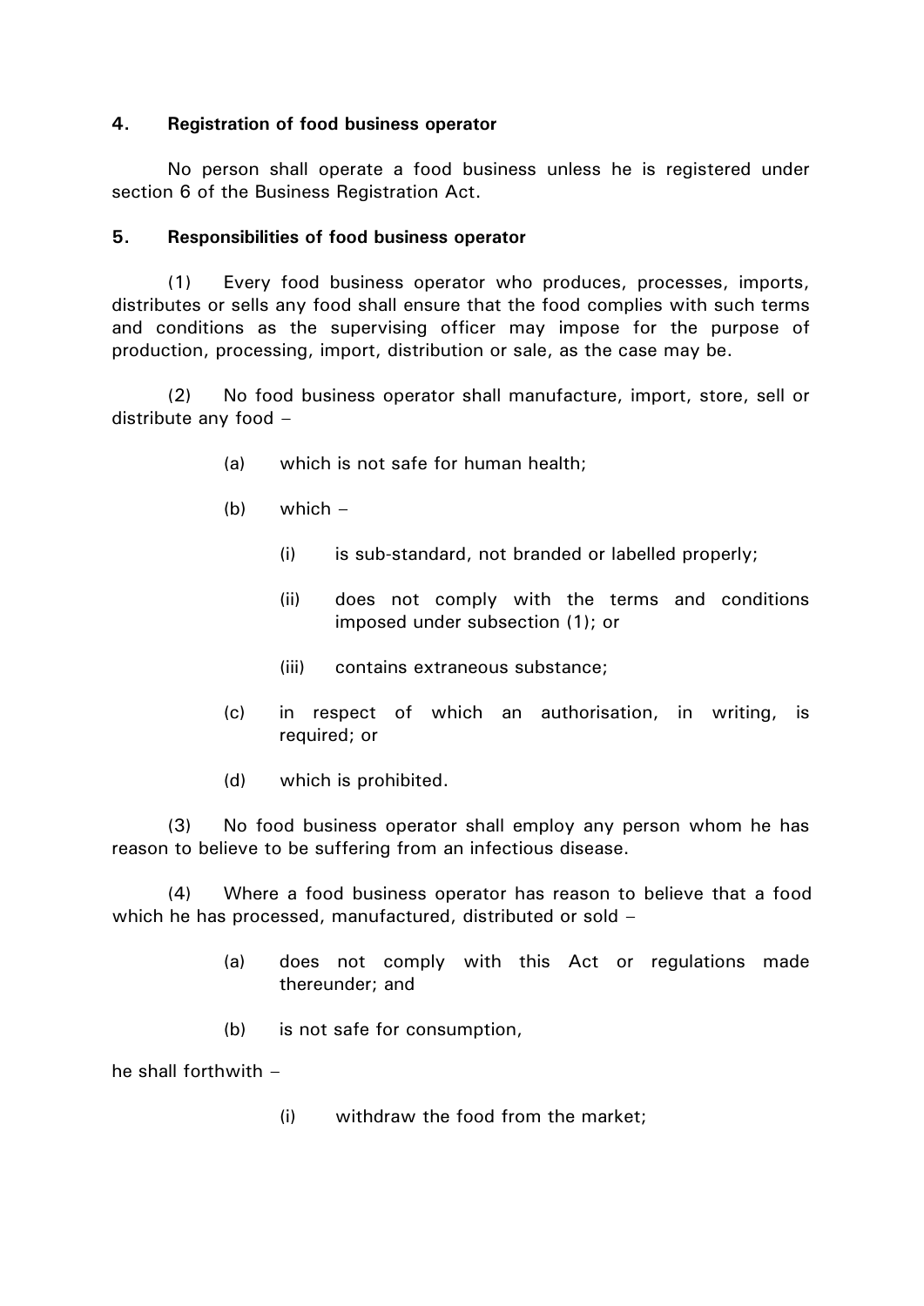### 4. Registration of food business operator

No person shall operate a food business unless he is registered under section 6 of the Business Registration Act.

### 5. Responsibilities of food business operator

(1) Every food business operator who produces, processes, imports, distributes or sells any food shall ensure that the food complies with such terms and conditions as the supervising officer may impose for the purpose of production, processing, import, distribution or sale, as the case may be.

(2) No food business operator shall manufacture, import, store, sell or distribute any food –

- (a) which is not safe for human health;
- (b) which –
  - (i) is sub-standard, not branded or labelled properly;
  - (ii) does not comply with the terms and conditions imposed under subsection (1); or
  - (iii) contains extraneous substance;
- (c) in respect of which an authorisation, in writing, is required; or
- (d) which is prohibited.

(3) No food business operator shall employ any person whom he has reason to believe to be suffering from an infectious disease.

(4) Where a food business operator has reason to believe that a food which he has processed, manufactured, distributed or sold –

- (a) does not comply with this Act or regulations made thereunder; and
- (b) is not safe for consumption,

he shall forthwith –

- (i) withdraw the food from the market;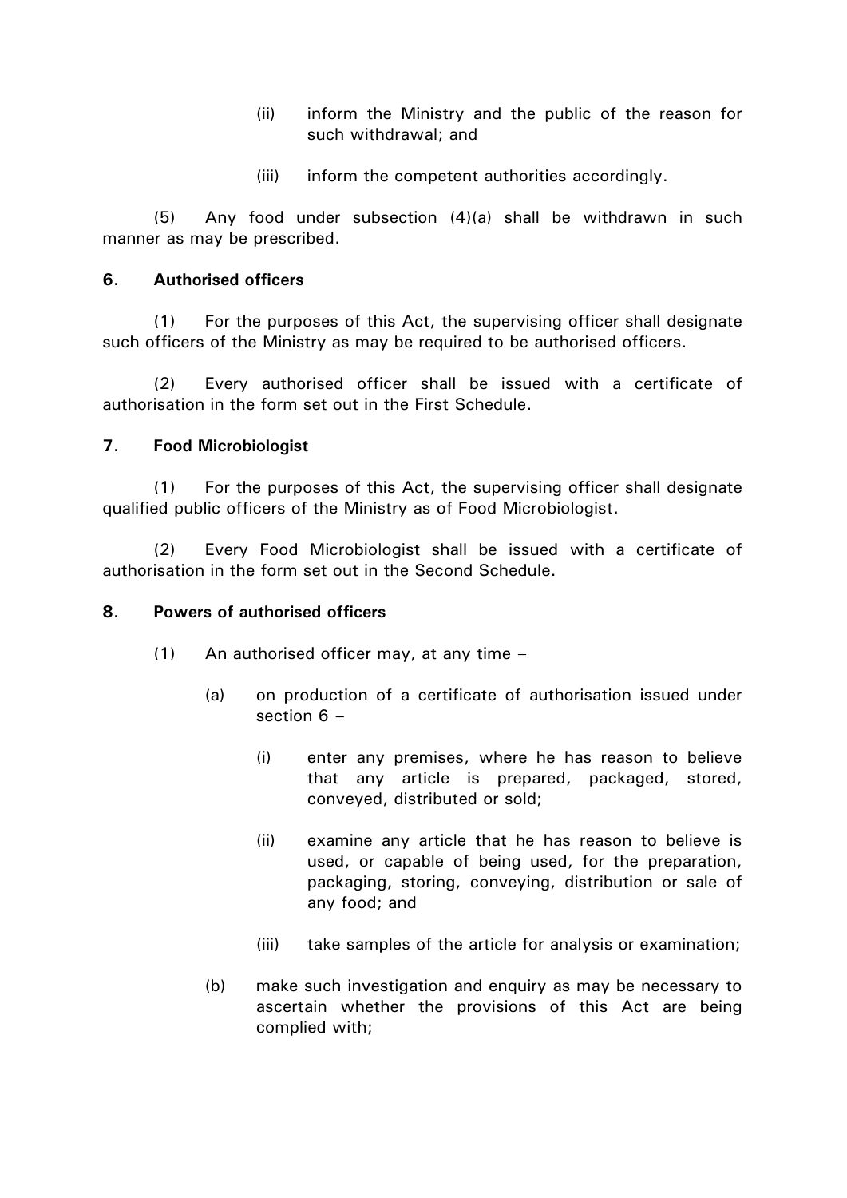(ii) inform the Ministry and the public of the reason for such withdrawal; and

(iii) inform the competent authorities accordingly.

(5) Any food under subsection (4)(a) shall be withdrawn in such manner as may be prescribed.

### 6. Authorised officers

(1) For the purposes of this Act, the supervising officer shall designate such officers of the Ministry as may be required to be authorised officers.

(2) Every authorised officer shall be issued with a certificate of authorisation in the form set out in the First Schedule.

### 7. Food Microbiologist

(1) For the purposes of this Act, the supervising officer shall designate qualified public officers of the Ministry as of Food Microbiologist.

(2) Every Food Microbiologist shall be issued with a certificate of authorisation in the form set out in the Second Schedule.

### 8. Powers of authorised officers

(1) An authorised officer may, at any time –

(a) on production of a certificate of authorisation issued under section 6 –

(i) enter any premises, where he has reason to believe that any article is prepared, packaged, stored, conveyed, distributed or sold;

(ii) examine any article that he has reason to believe is used, or capable of being used, for the preparation, packaging, storing, conveying, distribution or sale of any food; and

(iii) take samples of the article for analysis or examination;

(b) make such investigation and enquiry as may be necessary to ascertain whether the provisions of this Act are being complied with;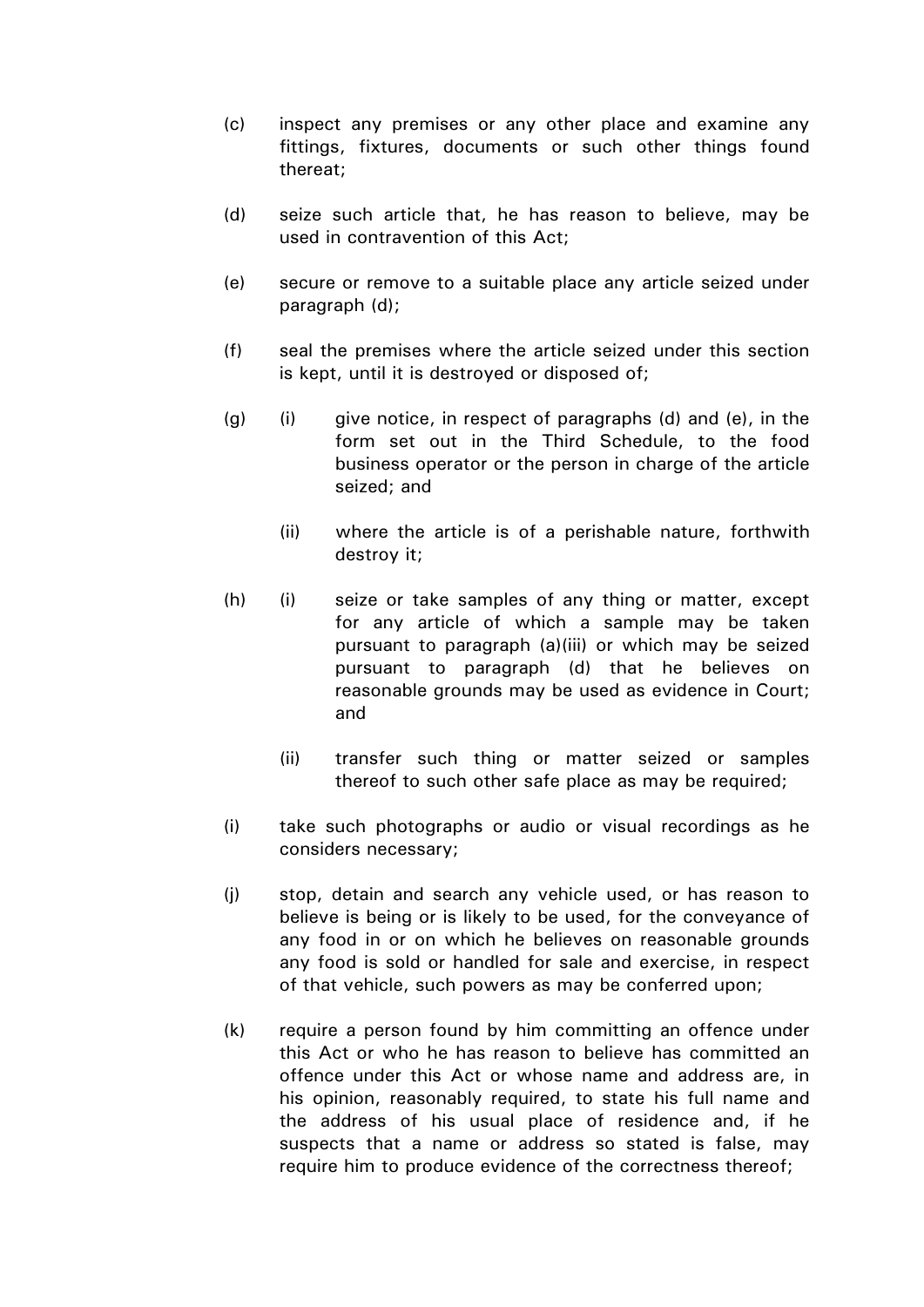(c) inspect any premises or any other place and examine any fittings, fixtures, documents or such other things found thereat;

(d) seize such article that, he has reason to believe, may be used in contravention of this Act;

(e) secure or remove to a suitable place any article seized under paragraph (d);

(f) seal the premises where the article seized under this section is kept, until it is destroyed or disposed of;

(g) (i) give notice, in respect of paragraphs (d) and (e), in the form set out in the Third Schedule, to the food business operator or the person in charge of the article seized; and

  (ii) where the article is of a perishable nature, forthwith destroy it;

(h) (i) seize or take samples of any thing or matter, except for any article of which a sample may be taken pursuant to paragraph (a)(iii) or which may be seized pursuant to paragraph (d) that he believes on reasonable grounds may be used as evidence in Court; and

  (ii) transfer such thing or matter seized or samples thereof to such other safe place as may be required;

(i) take such photographs or audio or visual recordings as he considers necessary;

(j) stop, detain and search any vehicle used, or has reason to believe is being or is likely to be used, for the conveyance of any food in or on which he believes on reasonable grounds any food is sold or handled for sale and exercise, in respect of that vehicle, such powers as may be conferred upon;

(k) require a person found by him committing an offence under this Act or who he has reason to believe has committed an offence under this Act or whose name and address are, in his opinion, reasonably required, to state his full name and the address of his usual place of residence and, if he suspects that a name or address so stated is false, may require him to produce evidence of the correctness thereof;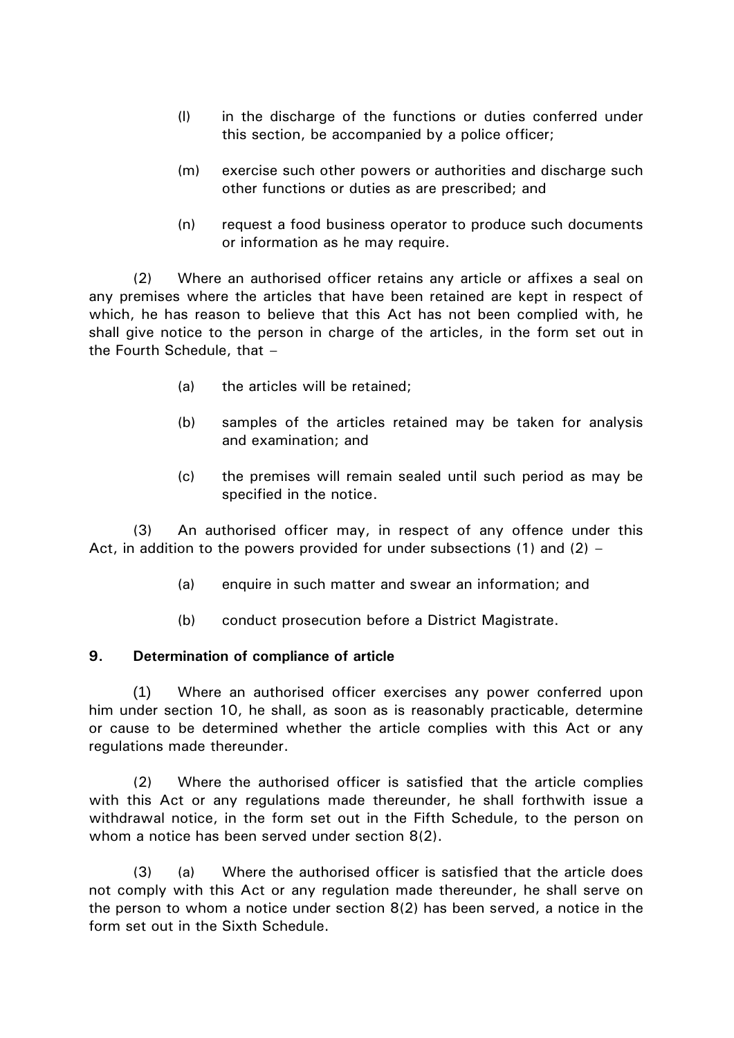(l) in the discharge of the functions or duties conferred under this section, be accompanied by a police officer;

(m) exercise such other powers or authorities and discharge such other functions or duties as are prescribed; and

(n) request a food business operator to produce such documents or information as he may require.

(2) Where an authorised officer retains any article or affixes a seal on any premises where the articles that have been retained are kept in respect of which, he has reason to believe that this Act has not been complied with, he shall give notice to the person in charge of the articles, in the form set out in the Fourth Schedule, that –

(a) the articles will be retained;

(b) samples of the articles retained may be taken for analysis and examination; and

(c) the premises will remain sealed until such period as may be specified in the notice.

(3) An authorised officer may, in respect of any offence under this Act, in addition to the powers provided for under subsections (1) and (2) –

(a) enquire in such matter and swear an information; and

(b) conduct prosecution before a District Magistrate.

### 9. Determination of compliance of article

(1) Where an authorised officer exercises any power conferred upon him under section 10, he shall, as soon as is reasonably practicable, determine or cause to be determined whether the article complies with this Act or any regulations made thereunder.

(2) Where the authorised officer is satisfied that the article complies with this Act or any regulations made thereunder, he shall forthwith issue a withdrawal notice, in the form set out in the Fifth Schedule, to the person on whom a notice has been served under section 8(2).

(3) (a) Where the authorised officer is satisfied that the article does not comply with this Act or any regulation made thereunder, he shall serve on the person to whom a notice under section 8(2) has been served, a notice in the form set out in the Sixth Schedule.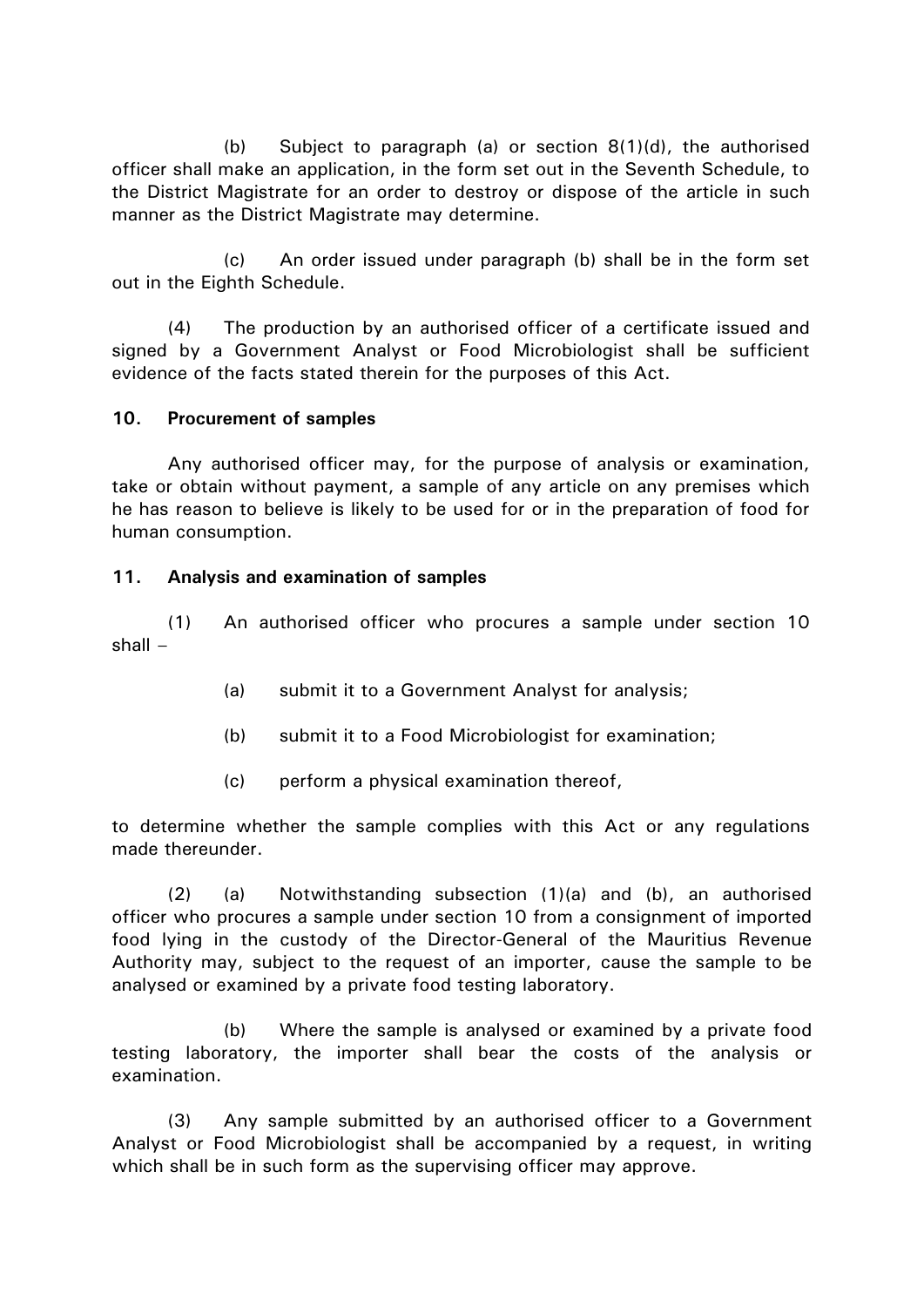(b) Subject to paragraph (a) or section 8(1)(d), the authorised officer shall make an application, in the form set out in the Seventh Schedule, to the District Magistrate for an order to destroy or dispose of the article in such manner as the District Magistrate may determine.

(c) An order issued under paragraph (b) shall be in the form set out in the Eighth Schedule.

(4) The production by an authorised officer of a certificate issued and signed by a Government Analyst or Food Microbiologist shall be sufficient evidence of the facts stated therein for the purposes of this Act.

**10. Procurement of samples**

Any authorised officer may, for the purpose of analysis or examination, take or obtain without payment, a sample of any article on any premises which he has reason to believe is likely to be used for or in the preparation of food for human consumption.

**11. Analysis and examination of samples**

(1) An authorised officer who procures a sample under section 10 shall –

(a) submit it to a Government Analyst for analysis;

(b) submit it to a Food Microbiologist for examination;

(c) perform a physical examination thereof,

to determine whether the sample complies with this Act or any regulations made thereunder.

(2) (a) Notwithstanding subsection (1)(a) and (b), an authorised officer who procures a sample under section 10 from a consignment of imported food lying in the custody of the Director-General of the Mauritius Revenue Authority may, subject to the request of an importer, cause the sample to be analysed or examined by a private food testing laboratory.

(b) Where the sample is analysed or examined by a private food testing laboratory, the importer shall bear the costs of the analysis or examination.

(3) Any sample submitted by an authorised officer to a Government Analyst or Food Microbiologist shall be accompanied by a request, in writing which shall be in such form as the supervising officer may approve.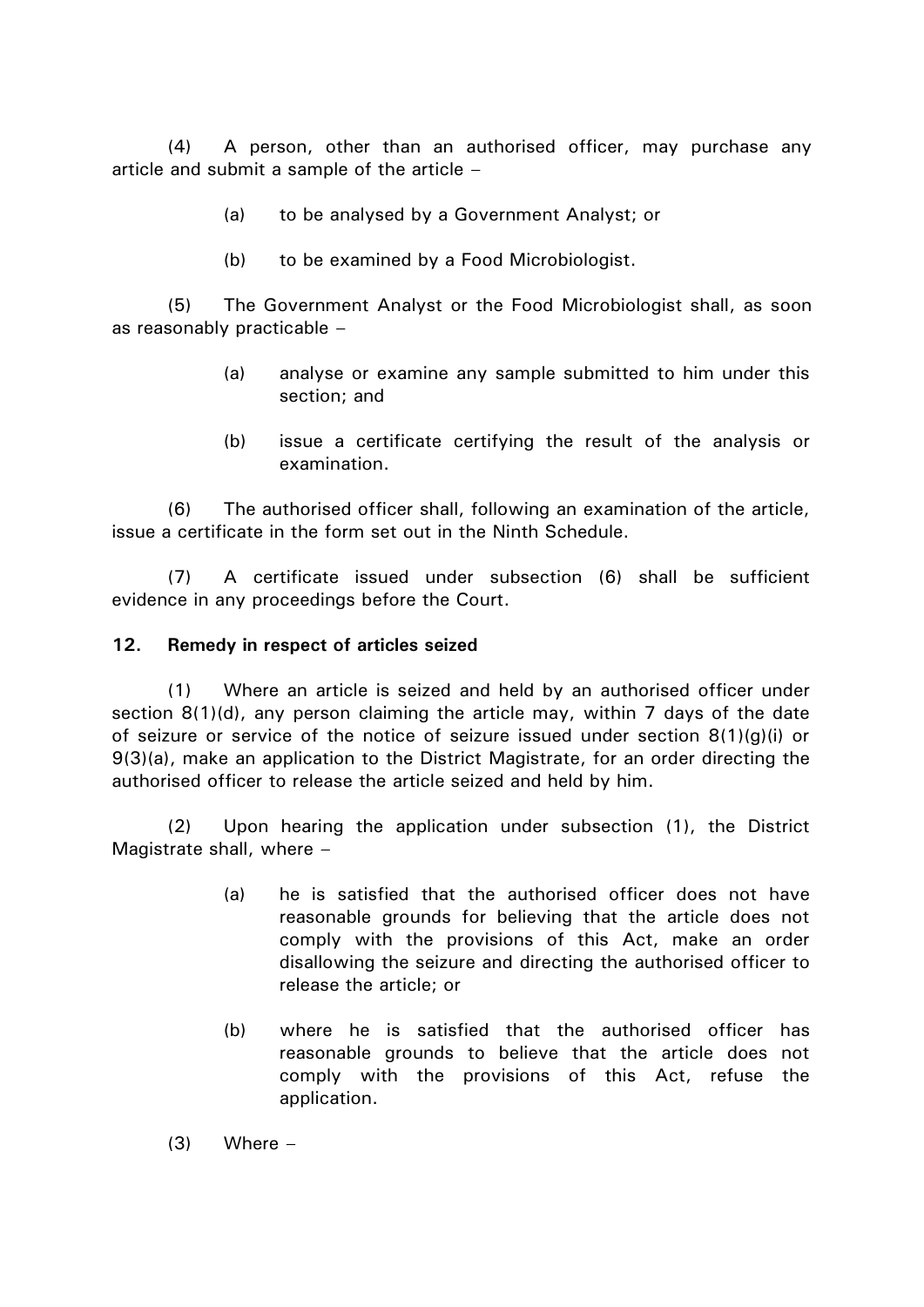(4) A person, other than an authorised officer, may purchase any article and submit a sample of the article –

- (a) to be analysed by a Government Analyst; or
- (b) to be examined by a Food Microbiologist.

(5) The Government Analyst or the Food Microbiologist shall, as soon as reasonably practicable –

- (a) analyse or examine any sample submitted to him under this section; and
- (b) issue a certificate certifying the result of the analysis or examination.

(6) The authorised officer shall, following an examination of the article, issue a certificate in the form set out in the Ninth Schedule.

(7) A certificate issued under subsection (6) shall be sufficient evidence in any proceedings before the Court.

**12. Remedy in respect of articles seized**

(1) Where an article is seized and held by an authorised officer under section 8(1)(d), any person claiming the article may, within 7 days of the date of seizure or service of the notice of seizure issued under section 8(1)(g)(i) or 9(3)(a), make an application to the District Magistrate, for an order directing the authorised officer to release the article seized and held by him.

(2) Upon hearing the application under subsection (1), the District Magistrate shall, where –

- (a) he is satisfied that the authorised officer does not have reasonable grounds for believing that the article does not comply with the provisions of this Act, make an order disallowing the seizure and directing the authorised officer to release the article; or
- (b) where he is satisfied that the authorised officer has reasonable grounds to believe that the article does not comply with the provisions of this Act, refuse the application.

(3) Where –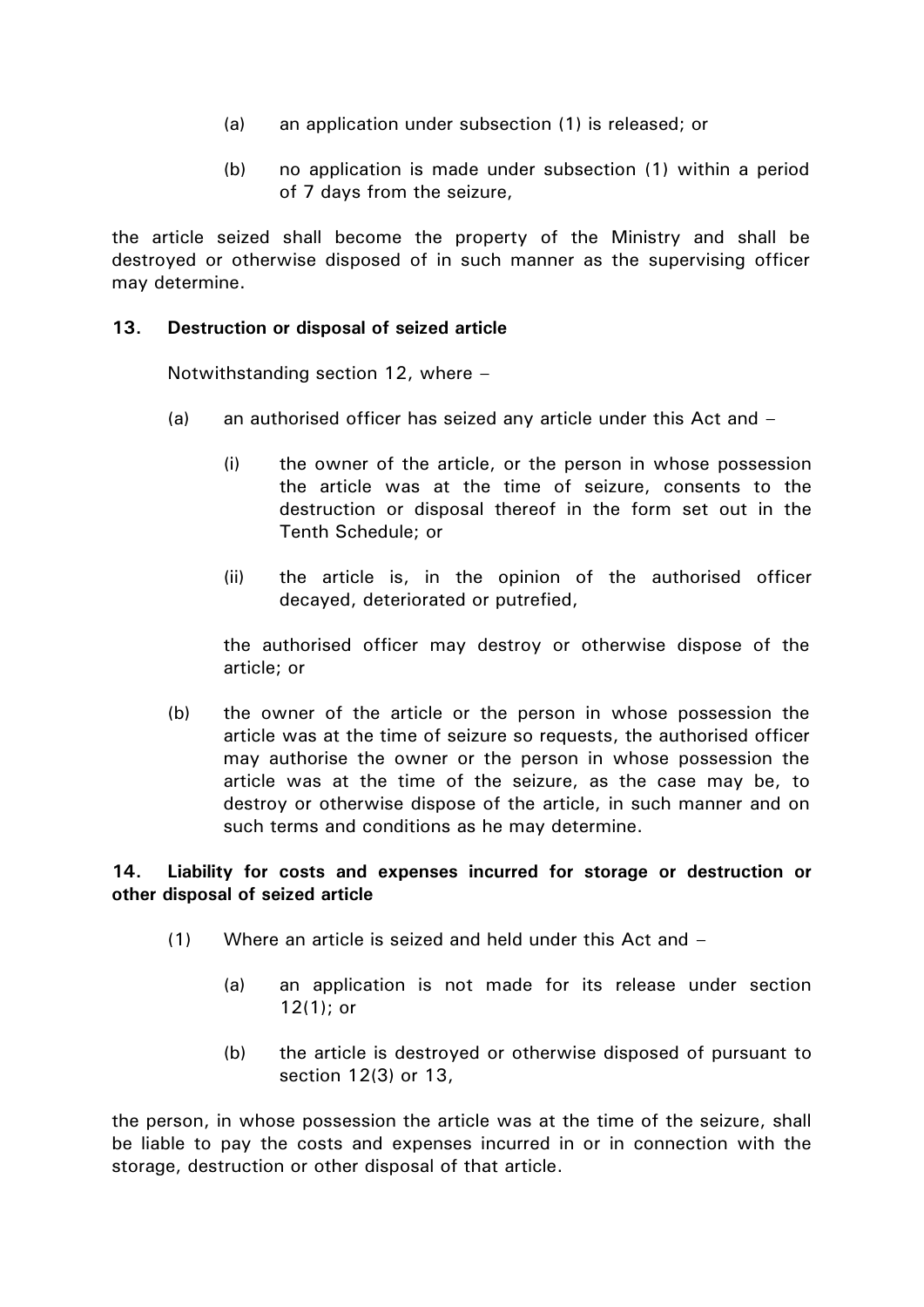(a) an application under subsection (1) is released; or

(b) no application is made under subsection (1) within a period of 7 days from the seizure,

the article seized shall become the property of the Ministry and shall be destroyed or otherwise disposed of in such manner as the supervising officer may determine.

### 13. Destruction or disposal of seized article

Notwithstanding section 12, where –

(a) an authorised officer has seized any article under this Act and –

(i) the owner of the article, or the person in whose possession the article was at the time of seizure, consents to the destruction or disposal thereof in the form set out in the Tenth Schedule; or

(ii) the article is, in the opinion of the authorised officer decayed, deteriorated or putrefied,

the authorised officer may destroy or otherwise dispose of the article; or

(b) the owner of the article or the person in whose possession the article was at the time of seizure so requests, the authorised officer may authorise the owner or the person in whose possession the article was at the time of the seizure, as the case may be, to destroy or otherwise dispose of the article, in such manner and on such terms and conditions as he may determine.

### 14. Liability for costs and expenses incurred for storage or destruction or other disposal of seized article

(1) Where an article is seized and held under this Act and –

(a) an application is not made for its release under section 12(1); or

(b) the article is destroyed or otherwise disposed of pursuant to section 12(3) or 13,

the person, in whose possession the article was at the time of the seizure, shall be liable to pay the costs and expenses incurred in or in connection with the storage, destruction or other disposal of that article.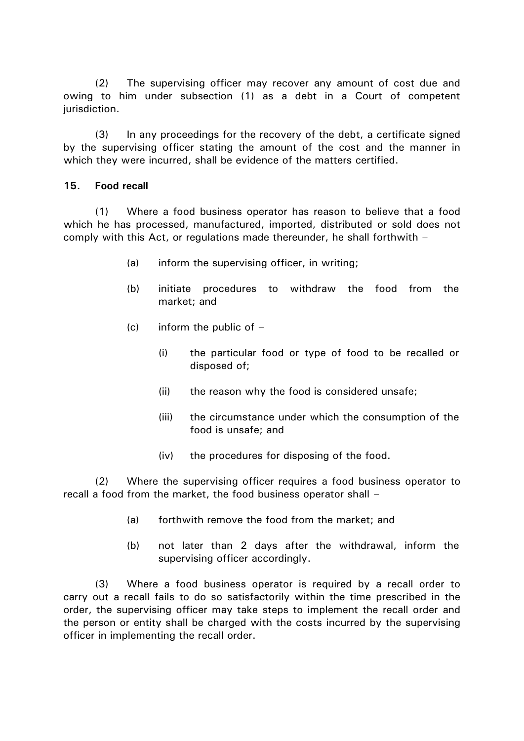(2) The supervising officer may recover any amount of cost due and owing to him under subsection (1) as a debt in a Court of competent jurisdiction.

(3) In any proceedings for the recovery of the debt, a certificate signed by the supervising officer stating the amount of the cost and the manner in which they were incurred, shall be evidence of the matters certified.

**15. Food recall**

(1) Where a food business operator has reason to believe that a food which he has processed, manufactured, imported, distributed or sold does not comply with this Act, or regulations made thereunder, he shall forthwith –

- (a) inform the supervising officer, in writing;
- (b) initiate procedures to withdraw the food from the market; and
- (c) inform the public of –
  - (i) the particular food or type of food to be recalled or disposed of;
  - (ii) the reason why the food is considered unsafe;
  - (iii) the circumstance under which the consumption of the food is unsafe; and
  - (iv) the procedures for disposing of the food.

(2) Where the supervising officer requires a food business operator to recall a food from the market, the food business operator shall –

- (a) forthwith remove the food from the market; and
- (b) not later than 2 days after the withdrawal, inform the supervising officer accordingly.

(3) Where a food business operator is required by a recall order to carry out a recall fails to do so satisfactorily within the time prescribed in the order, the supervising officer may take steps to implement the recall order and the person or entity shall be charged with the costs incurred by the supervising officer in implementing the recall order.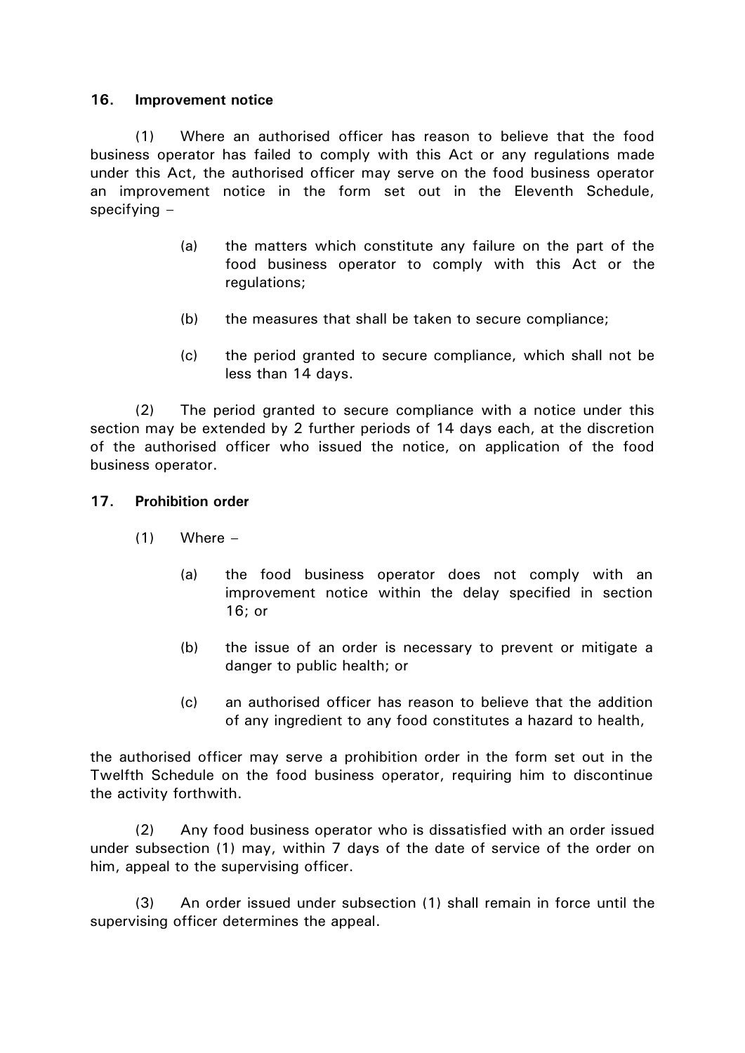**16. Improvement notice**

(1) Where an authorised officer has reason to believe that the food business operator has failed to comply with this Act or any regulations made under this Act, the authorised officer may serve on the food business operator an improvement notice in the form set out in the Eleventh Schedule, specifying –

(a) the matters which constitute any failure on the part of the food business operator to comply with this Act or the regulations;

(b) the measures that shall be taken to secure compliance;

(c) the period granted to secure compliance, which shall not be less than 14 days.

(2) The period granted to secure compliance with a notice under this section may be extended by 2 further periods of 14 days each, at the discretion of the authorised officer who issued the notice, on application of the food business operator.

**17. Prohibition order**

(1) Where –

(a) the food business operator does not comply with an improvement notice within the delay specified in section 16; or

(b) the issue of an order is necessary to prevent or mitigate a danger to public health; or

(c) an authorised officer has reason to believe that the addition of any ingredient to any food constitutes a hazard to health,

the authorised officer may serve a prohibition order in the form set out in the Twelfth Schedule on the food business operator, requiring him to discontinue the activity forthwith.

(2) Any food business operator who is dissatisfied with an order issued under subsection (1) may, within 7 days of the date of service of the order on him, appeal to the supervising officer.

(3) An order issued under subsection (1) shall remain in force until the supervising officer determines the appeal.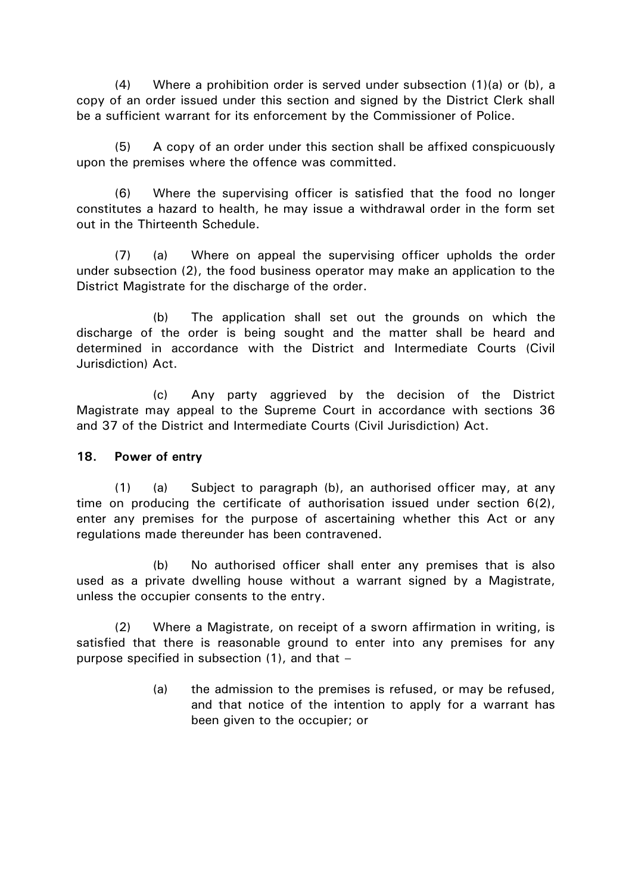(4) Where a prohibition order is served under subsection (1)(a) or (b), a copy of an order issued under this section and signed by the District Clerk shall be a sufficient warrant for its enforcement by the Commissioner of Police.

(5) A copy of an order under this section shall be affixed conspicuously upon the premises where the offence was committed.

(6) Where the supervising officer is satisfied that the food no longer constitutes a hazard to health, he may issue a withdrawal order in the form set out in the Thirteenth Schedule.

(7) (a) Where on appeal the supervising officer upholds the order under subsection (2), the food business operator may make an application to the District Magistrate for the discharge of the order.

(b) The application shall set out the grounds on which the discharge of the order is being sought and the matter shall be heard and determined in accordance with the District and Intermediate Courts (Civil Jurisdiction) Act.

(c) Any party aggrieved by the decision of the District Magistrate may appeal to the Supreme Court in accordance with sections 36 and 37 of the District and Intermediate Courts (Civil Jurisdiction) Act.

**18. Power of entry**

(1) (a) Subject to paragraph (b), an authorised officer may, at any time on producing the certificate of authorisation issued under section 6(2), enter any premises for the purpose of ascertaining whether this Act or any regulations made thereunder has been contravened.

(b) No authorised officer shall enter any premises that is also used as a private dwelling house without a warrant signed by a Magistrate, unless the occupier consents to the entry.

(2) Where a Magistrate, on receipt of a sworn affirmation in writing, is satisfied that there is reasonable ground to enter into any premises for any purpose specified in subsection (1), and that –

(a) the admission to the premises is refused, or may be refused, and that notice of the intention to apply for a warrant has been given to the occupier; or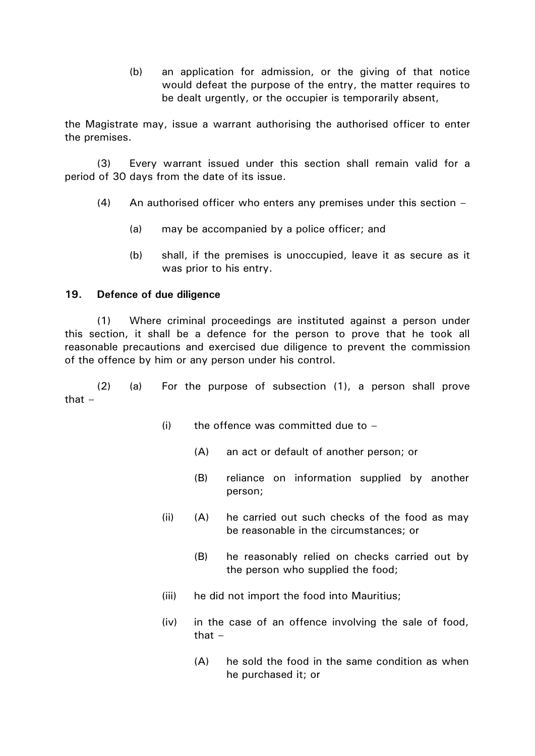(b) an application for admission, or the giving of that notice would defeat the purpose of the entry, the matter requires to be dealt urgently, or the occupier is temporarily absent,

the Magistrate may, issue a warrant authorising the authorised officer to enter the premises.

(3) Every warrant issued under this section shall remain valid for a period of 30 days from the date of its issue.

(4) An authorised officer who enters any premises under this section –

(a) may be accompanied by a police officer; and

(b) shall, if the premises is unoccupied, leave it as secure as it was prior to his entry.

**19. Defence of due diligence**

(1) Where criminal proceedings are instituted against a person under this section, it shall be a defence for the person to prove that he took all reasonable precautions and exercised due diligence to prevent the commission of the offence by him or any person under his control.

(2) (a) For the purpose of subsection (1), a person shall prove that –

(i) the offence was committed due to –

(A) an act or default of another person; or

(B) reliance on information supplied by another person;

(ii) (A) he carried out such checks of the food as may be reasonable in the circumstances; or

(B) he reasonably relied on checks carried out by the person who supplied the food;

(iii) he did not import the food into Mauritius;

(iv) in the case of an offence involving the sale of food, that –

(A) he sold the food in the same condition as when he purchased it; or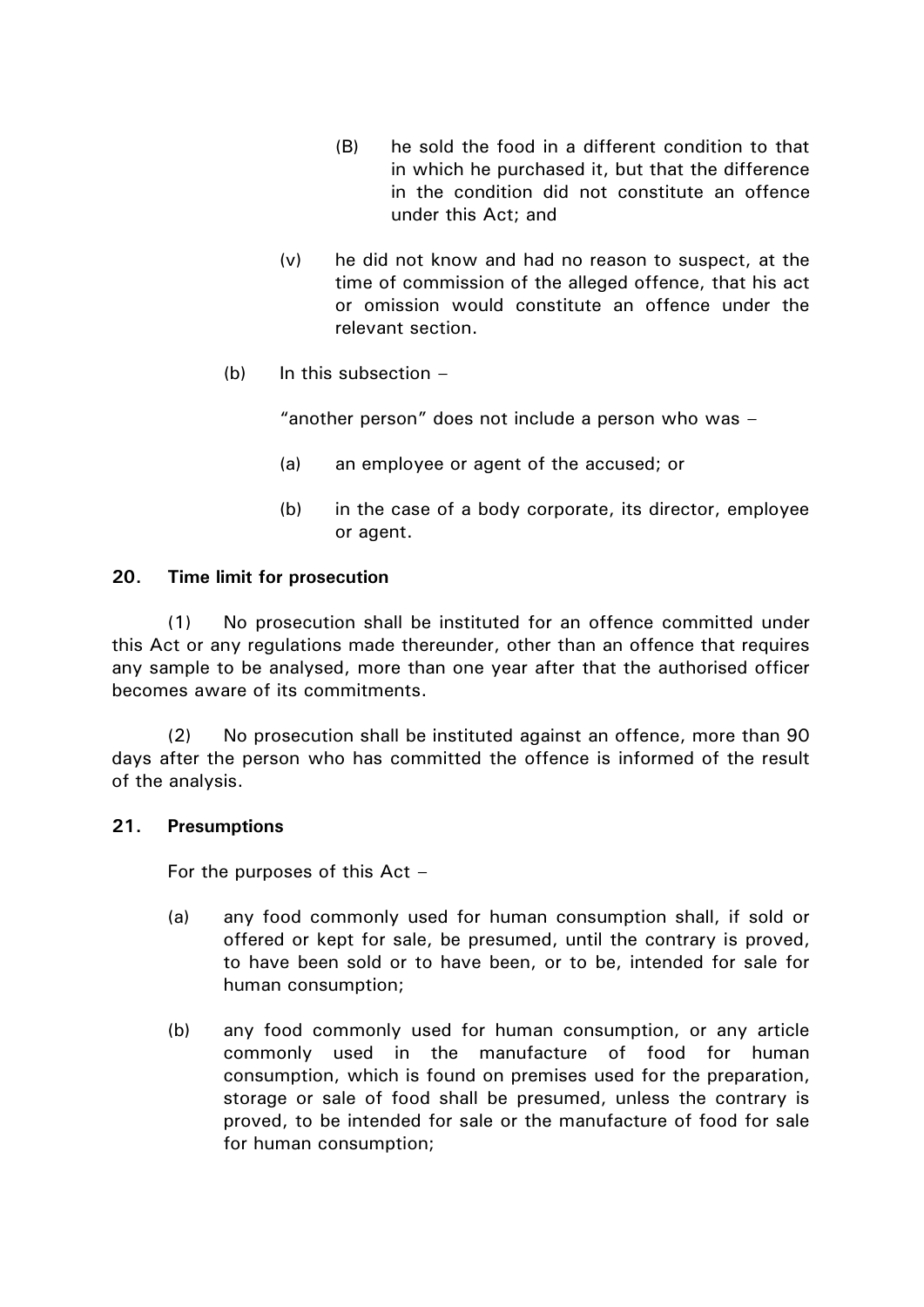(B) he sold the food in a different condition to that in which he purchased it, but that the difference in the condition did not constitute an offence under this Act; and

(v) he did not know and had no reason to suspect, at the time of commission of the alleged offence, that his act or omission would constitute an offence under the relevant section.

(b) In this subsection –

"another person" does not include a person who was –

(a) an employee or agent of the accused; or

(b) in the case of a body corporate, its director, employee or agent.

**20. Time limit for prosecution**

(1) No prosecution shall be instituted for an offence committed under this Act or any regulations made thereunder, other than an offence that requires any sample to be analysed, more than one year after that the authorised officer becomes aware of its commitments.

(2) No prosecution shall be instituted against an offence, more than 90 days after the person who has committed the offence is informed of the result of the analysis.

**21. Presumptions**

For the purposes of this Act –

(a) any food commonly used for human consumption shall, if sold or offered or kept for sale, be presumed, until the contrary is proved, to have been sold or to have been, or to be, intended for sale for human consumption;

(b) any food commonly used for human consumption, or any article commonly used in the manufacture of food for human consumption, which is found on premises used for the preparation, storage or sale of food shall be presumed, unless the contrary is proved, to be intended for sale or the manufacture of food for sale for human consumption;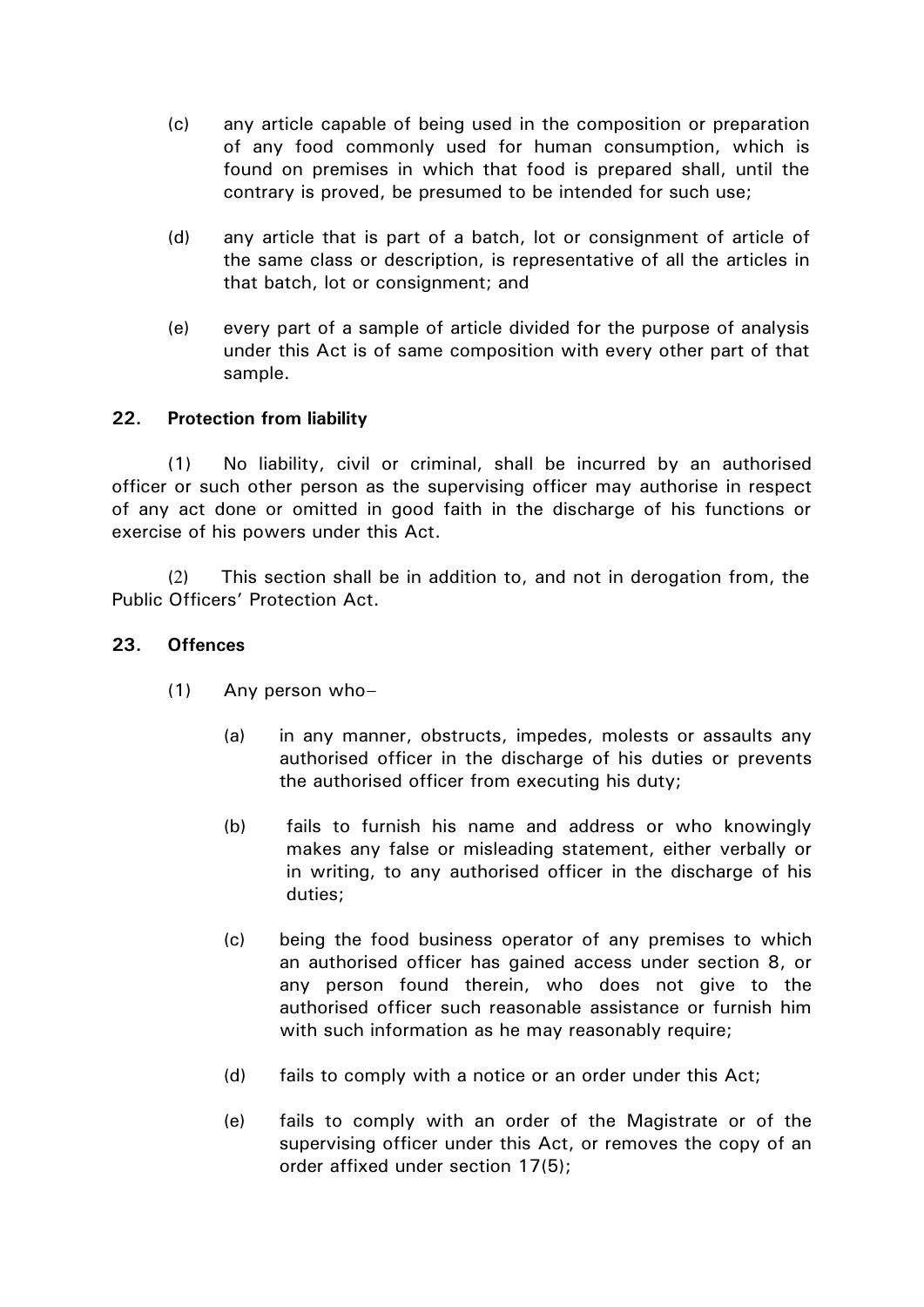(c) any article capable of being used in the composition or preparation of any food commonly used for human consumption, which is found on premises in which that food is prepared shall, until the contrary is proved, be presumed to be intended for such use;

(d) any article that is part of a batch, lot or consignment of article of the same class or description, is representative of all the articles in that batch, lot or consignment; and

(e) every part of a sample of article divided for the purpose of analysis under this Act is of same composition with every other part of that sample.

**22. Protection from liability**

(1) No liability, civil or criminal, shall be incurred by an authorised officer or such other person as the supervising officer may authorise in respect of any act done or omitted in good faith in the discharge of his functions or exercise of his powers under this Act.

(2) This section shall be in addition to, and not in derogation from, the Public Officers' Protection Act.

**23. Offences**

(1) Any person who–

(a) in any manner, obstructs, impedes, molests or assaults any authorised officer in the discharge of his duties or prevents the authorised officer from executing his duty;

(b) fails to furnish his name and address or who knowingly makes any false or misleading statement, either verbally or in writing, to any authorised officer in the discharge of his duties;

(c) being the food business operator of any premises to which an authorised officer has gained access under section 8, or any person found therein, who does not give to the authorised officer such reasonable assistance or furnish him with such information as he may reasonably require;

(d) fails to comply with a notice or an order under this Act;

(e) fails to comply with an order of the Magistrate or of the supervising officer under this Act, or removes the copy of an order affixed under section 17(5);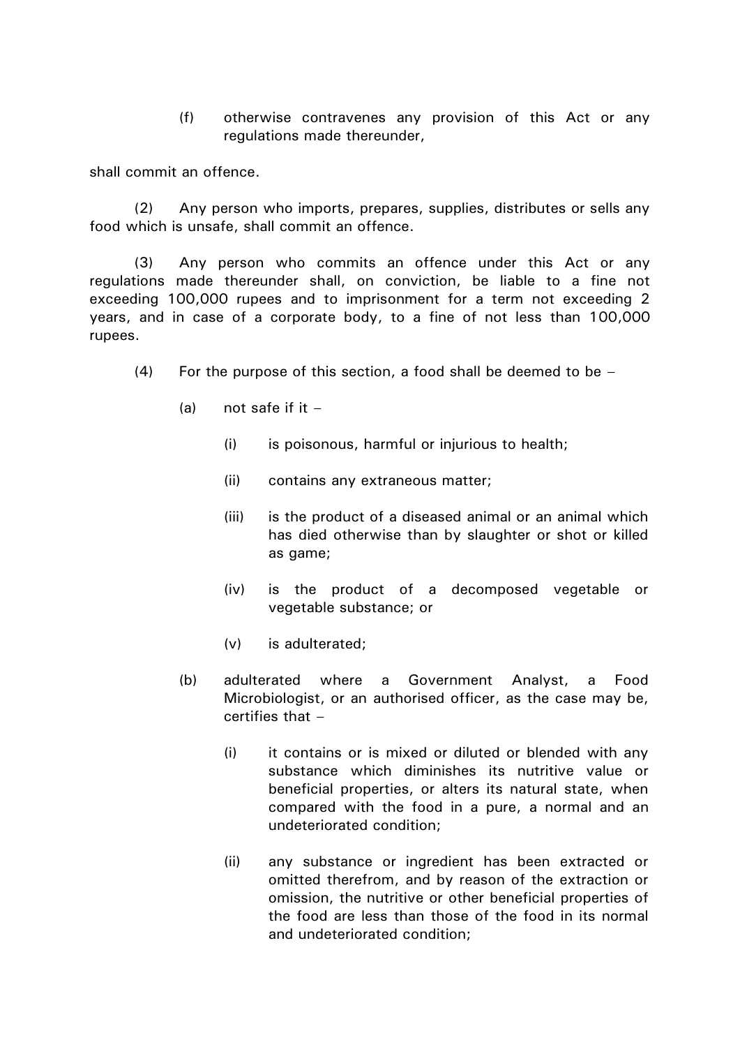(f) otherwise contravenes any provision of this Act or any regulations made thereunder,

shall commit an offence.

(2) Any person who imports, prepares, supplies, distributes or sells any food which is unsafe, shall commit an offence.

(3) Any person who commits an offence under this Act or any regulations made thereunder shall, on conviction, be liable to a fine not exceeding 100,000 rupees and to imprisonment for a term not exceeding 2 years, and in case of a corporate body, to a fine of not less than 100,000 rupees.

(4) For the purpose of this section, a food shall be deemed to be –

(a) not safe if it –

(i) is poisonous, harmful or injurious to health;

(ii) contains any extraneous matter;

(iii) is the product of a diseased animal or an animal which has died otherwise than by slaughter or shot or killed as game;

(iv) is the product of a decomposed vegetable or vegetable substance; or

(v) is adulterated;

(b) adulterated where a Government Analyst, a Food Microbiologist, or an authorised officer, as the case may be, certifies that –

(i) it contains or is mixed or diluted or blended with any substance which diminishes its nutritive value or beneficial properties, or alters its natural state, when compared with the food in a pure, a normal and an undeteriorated condition;

(ii) any substance or ingredient has been extracted or omitted therefrom, and by reason of the extraction or omission, the nutritive or other beneficial properties of the food are less than those of the food in its normal and undeteriorated condition;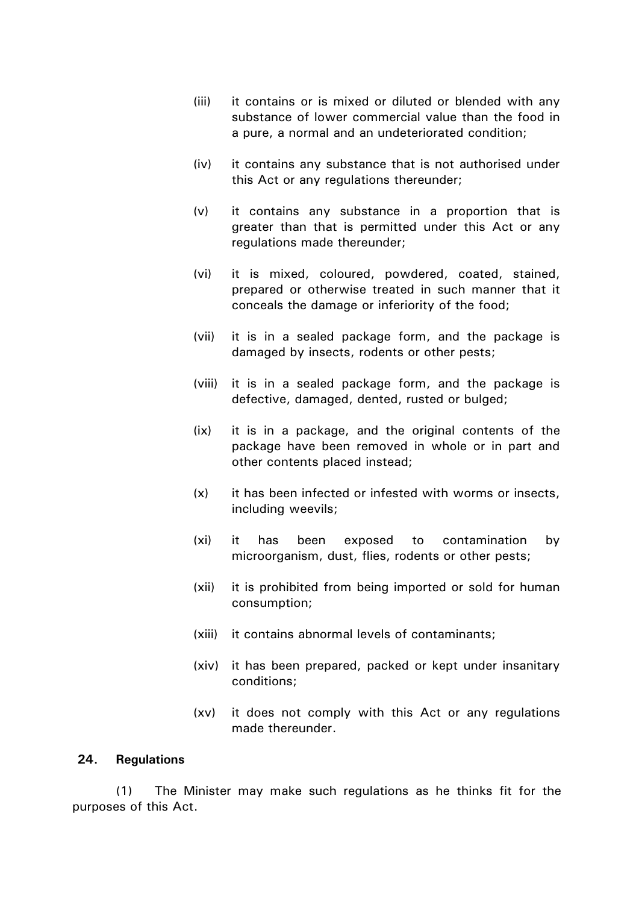(iii) it contains or is mixed or diluted or blended with any substance of lower commercial value than the food in a pure, a normal and an undeteriorated condition;

(iv) it contains any substance that is not authorised under this Act or any regulations thereunder;

(v) it contains any substance in a proportion that is greater than that is permitted under this Act or any regulations made thereunder;

(vi) it is mixed, coloured, powdered, coated, stained, prepared or otherwise treated in such manner that it conceals the damage or inferiority of the food;

(vii) it is in a sealed package form, and the package is damaged by insects, rodents or other pests;

(viii) it is in a sealed package form, and the package is defective, damaged, dented, rusted or bulged;

(ix) it is in a package, and the original contents of the package have been removed in whole or in part and other contents placed instead;

(x) it has been infected or infested with worms or insects, including weevils;

(xi) it has been exposed to contamination by microorganism, dust, flies, rodents or other pests;

(xii) it is prohibited from being imported or sold for human consumption;

(xiii) it contains abnormal levels of contaminants;

(xiv) it has been prepared, packed or kept under insanitary conditions;

(xv) it does not comply with this Act or any regulations made thereunder.

**24. Regulations**

(1) The Minister may make such regulations as he thinks fit for the purposes of this Act.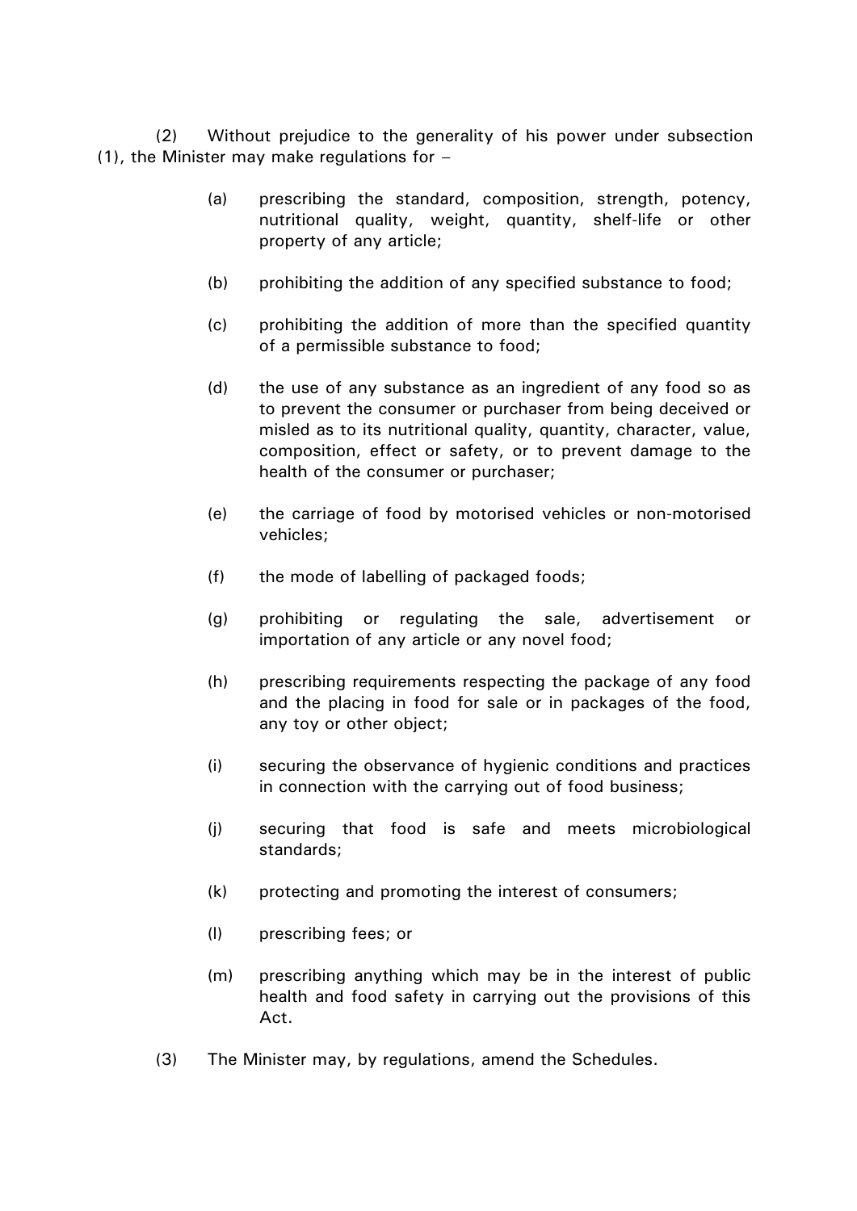(2) Without prejudice to the generality of his power under subsection (1), the Minister may make regulations for –

(a) prescribing the standard, composition, strength, potency, nutritional quality, weight, quantity, shelf-life or other property of any article;

(b) prohibiting the addition of any specified substance to food;

(c) prohibiting the addition of more than the specified quantity of a permissible substance to food;

(d) the use of any substance as an ingredient of any food so as to prevent the consumer or purchaser from being deceived or misled as to its nutritional quality, quantity, character, value, composition, effect or safety, or to prevent damage to the health of the consumer or purchaser;

(e) the carriage of food by motorised vehicles or non-motorised vehicles;

(f) the mode of labelling of packaged foods;

(g) prohibiting or regulating the sale, advertisement or importation of any article or any novel food;

(h) prescribing requirements respecting the package of any food and the placing in food for sale or in packages of the food, any toy or other object;

(i) securing the observance of hygienic conditions and practices in connection with the carrying out of food business;

(j) securing that food is safe and meets microbiological standards;

(k) protecting and promoting the interest of consumers;

(l) prescribing fees; or

(m) prescribing anything which may be in the interest of public health and food safety in carrying out the provisions of this Act.

(3) The Minister may, by regulations, amend the Schedules.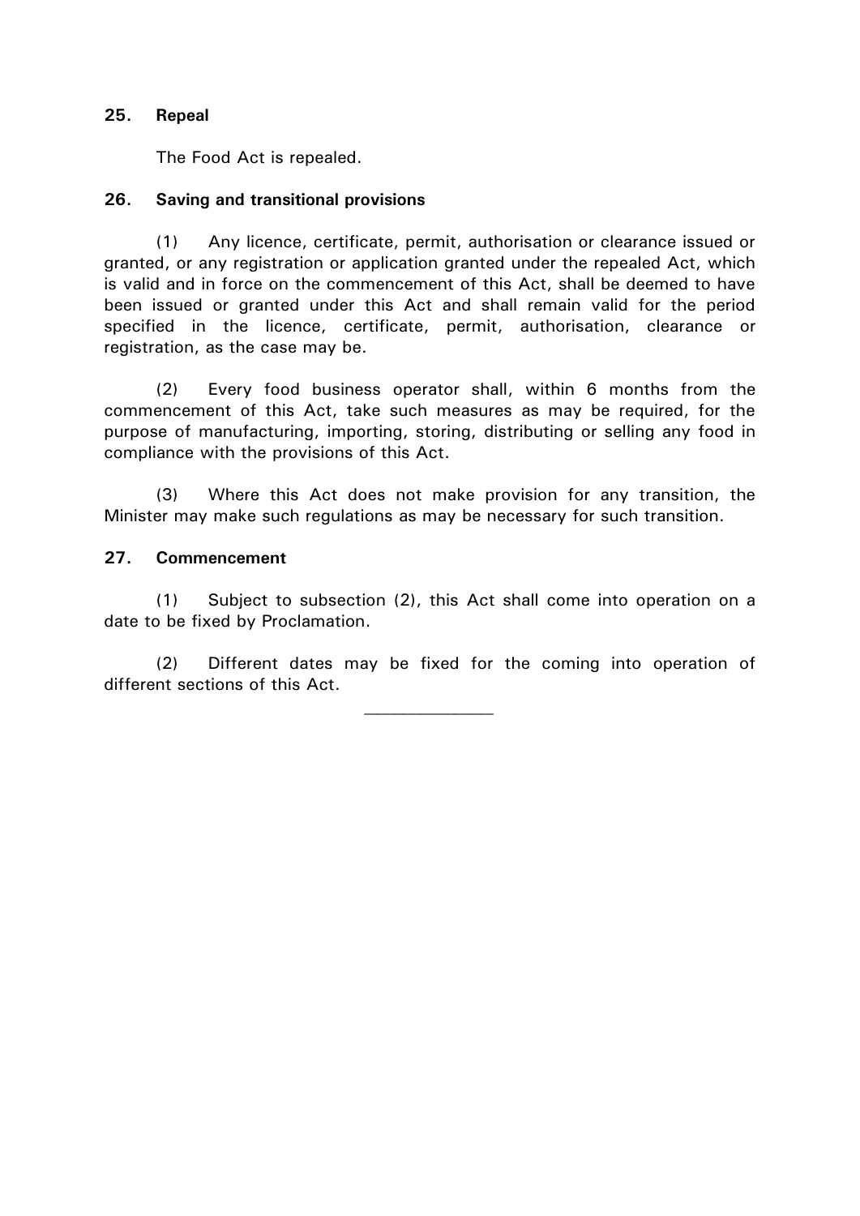**25. Repeal**

The Food Act is repealed.

**26. Saving and transitional provisions**

(1) Any licence, certificate, permit, authorisation or clearance issued or granted, or any registration or application granted under the repealed Act, which is valid and in force on the commencement of this Act, shall be deemed to have been issued or granted under this Act and shall remain valid for the period specified in the licence, certificate, permit, authorisation, clearance or registration, as the case may be.

(2) Every food business operator shall, within 6 months from the commencement of this Act, take such measures as may be required, for the purpose of manufacturing, importing, storing, distributing or selling any food in compliance with the provisions of this Act.

(3) Where this Act does not make provision for any transition, the Minister may make such regulations as may be necessary for such transition.

**27. Commencement**

(1) Subject to subsection (2), this Act shall come into operation on a date to be fixed by Proclamation.

(2) Different dates may be fixed for the coming into operation of different sections of this Act.

---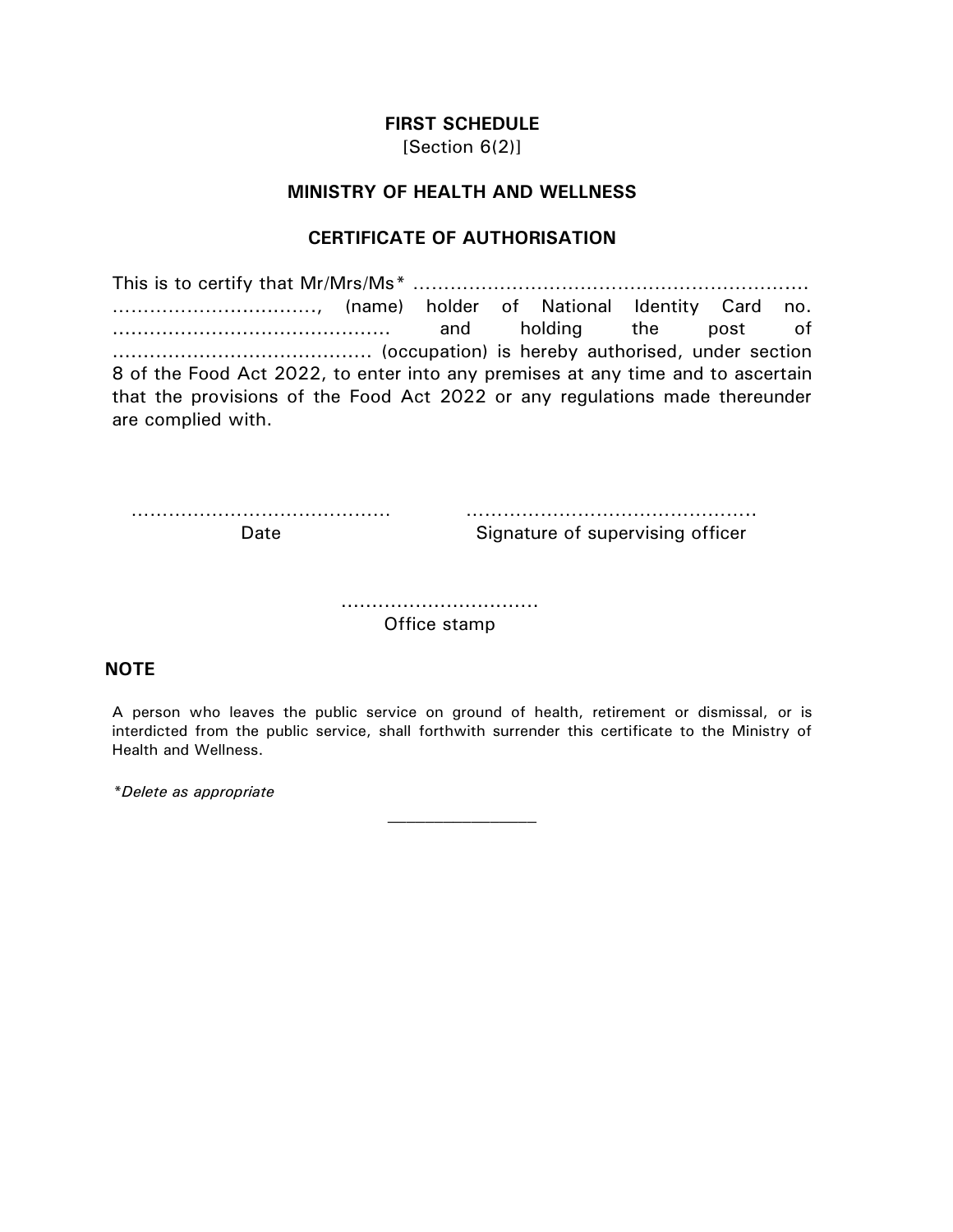**FIRST SCHEDULE**
[Section 6(2)]

**MINISTRY OF HEALTH AND WELLNESS**

**CERTIFICATE OF AUTHORISATION**

This is to certify that Mr/Mrs/Ms* ............................................................... ................................, (name) holder of National Identity Card no. ............................................ and holding the post of .......................................... (occupation) is hereby authorised, under section 8 of the Food Act 2022, to enter into any premises at any time and to ascertain that the provisions of the Food Act 2022 or any regulations made thereunder are complied with.

.......................................... Date

.............................................. Signature of supervising officer

............................... Office stamp

**NOTE**

A person who leaves the public service on ground of health, retirement or dismissal, or is interdicted from the public service, shall forthwith surrender this certificate to the Ministry of Health and Wellness.

*\*Delete as appropriate*

---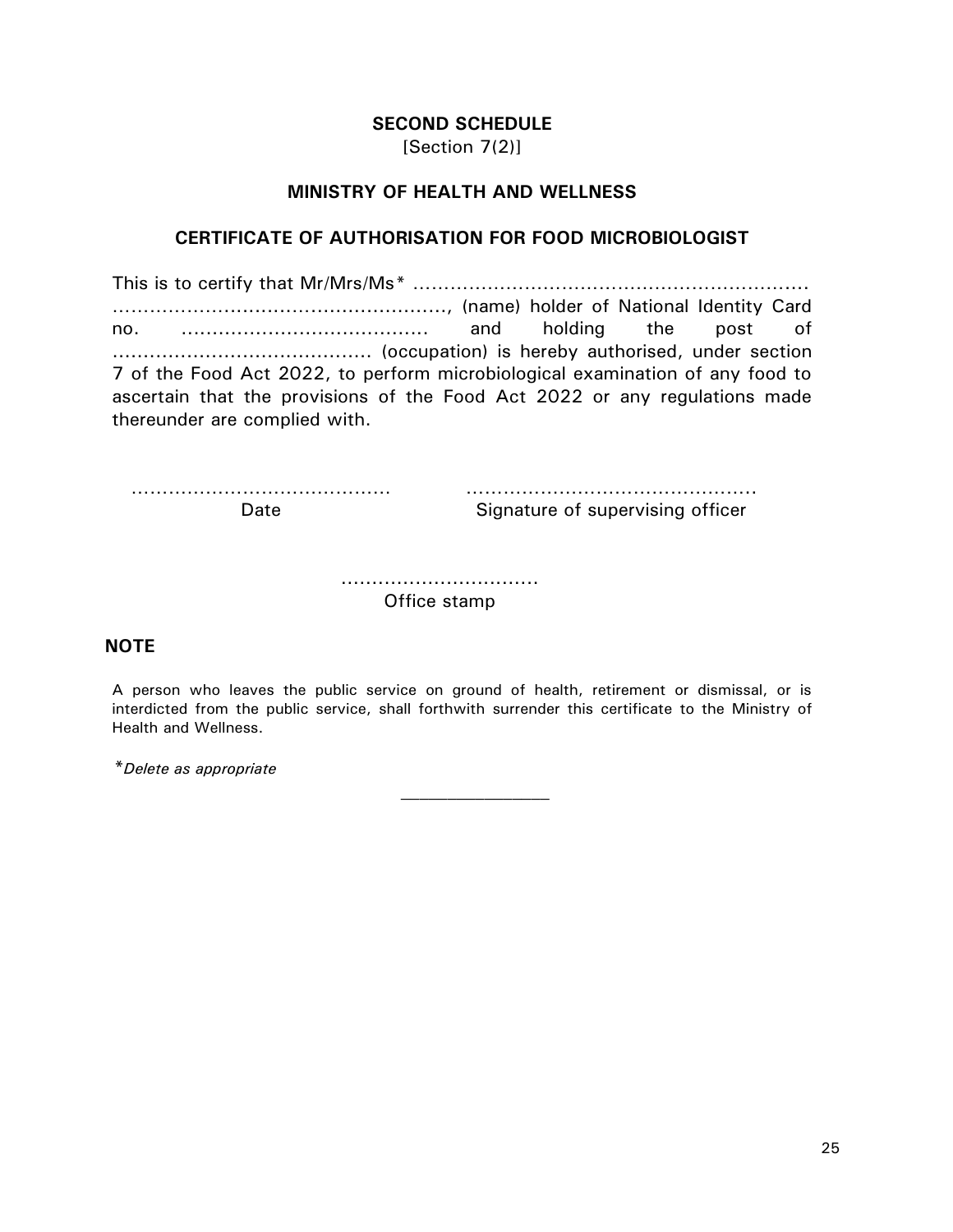## SECOND SCHEDULE

[Section 7(2)]

### MINISTRY OF HEALTH AND WELLNESS

### CERTIFICATE OF AUTHORISATION FOR FOOD MICROBIOLOGIST

This is to certify that Mr/Mrs/Ms* ……………………………………………………… ……………………………………………, (name) holder of National Identity Card no. ………………………………… and holding the post of …………………………………… (occupation) is hereby authorised, under section 7 of the Food Act 2022, to perform microbiological examination of any food to ascertain that the provisions of the Food Act 2022 or any regulations made thereunder are complied with.

……………………………………
Date

………………………………………
Signature of supervising officer

…………………………
Office stamp

**NOTE**

A person who leaves the public service on ground of health, retirement or dismissal, or is interdicted from the public service, shall forthwith surrender this certificate to the Ministry of Health and Wellness.

**Delete as appropriate*

---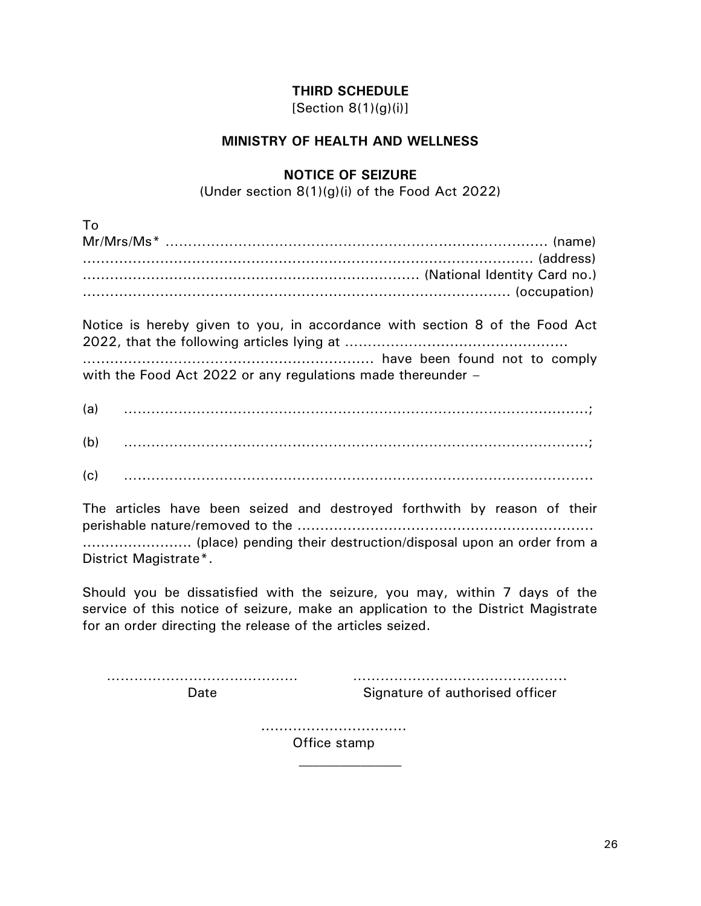**THIRD SCHEDULE**
[Section 8(1)(g)(i)]

**MINISTRY OF HEALTH AND WELLNESS**

**NOTICE OF SEIZURE**
(Under section 8(1)(g)(i) of the Food Act 2022)

To
Mr/Mrs/Ms* ................................................................................... (name)
........................................................................................................ (address)
......................................................................... (National Identity Card no.)
............................................................................................. (occupation)

Notice is hereby given to you, in accordance with section 8 of the Food Act 2022, that the following articles lying at ................................................
............................................................... have been found not to comply with the Food Act 2022 or any regulations made thereunder –

(a) ..........................................................................................;

(b) ..........................................................................................;

(c) ..........................................................................................

The articles have been seized and destroyed forthwith by reason of their perishable nature/removed to the ................................................................
........................ (place) pending their destruction/disposal upon an order from a District Magistrate*.

Should you be dissatisfied with the seizure, you may, within 7 days of the service of this notice of seizure, make an application to the District Magistrate for an order directing the release of the articles seized.

.......................................... Date

.............................................. Signature of authorised officer

................................ Office stamp

\_\_\_\_\_\_\_\_\_\_\_\_\_\_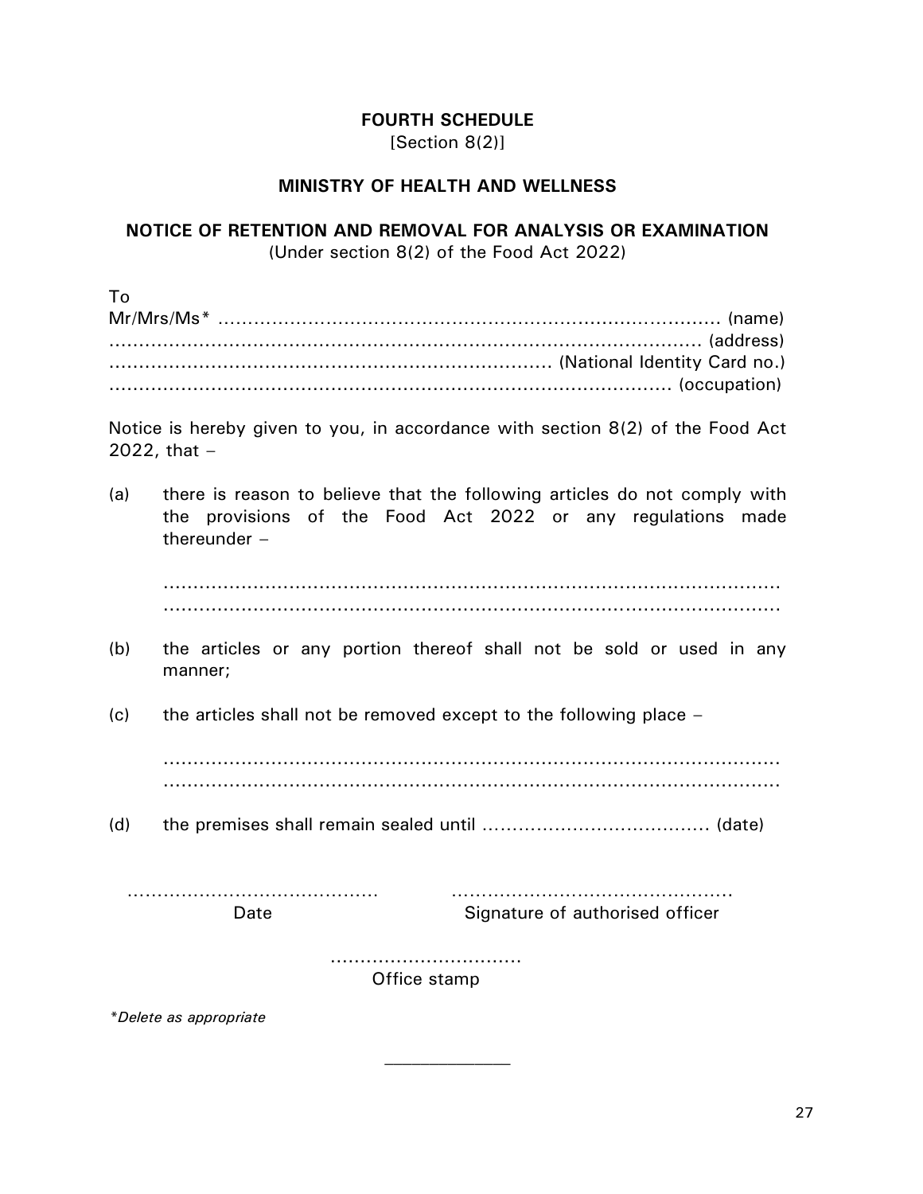**FOURTH SCHEDULE**
[Section 8(2)]

**MINISTRY OF HEALTH AND WELLNESS**

**NOTICE OF RETENTION AND REMOVAL FOR ANALYSIS OR EXAMINATION**
(Under section 8(2) of the Food Act 2022)

To
Mr/Mrs/Ms* ………………………………………………………………………… (name)
…………………………………………………………………………………… (address)
……………………………………………………………… (National Identity Card no.)
………………………………………………………………………………… (occupation)

Notice is hereby given to you, in accordance with section 8(2) of the Food Act 2022, that –

(a) there is reason to believe that the following articles do not comply with the provisions of the Food Act 2022 or any regulations made thereunder –

………………………………………………………………………………………
………………………………………………………………………………………

(b) the articles or any portion thereof shall not be sold or used in any manner;

(c) the articles shall not be removed except to the following place –

………………………………………………………………………………………
………………………………………………………………………………………

(d) the premises shall remain sealed until ……………………………… (date)

…………………………………… Date

……………………………………… Signature of authorised officer

………………………… Office stamp

*\*Delete as appropriate*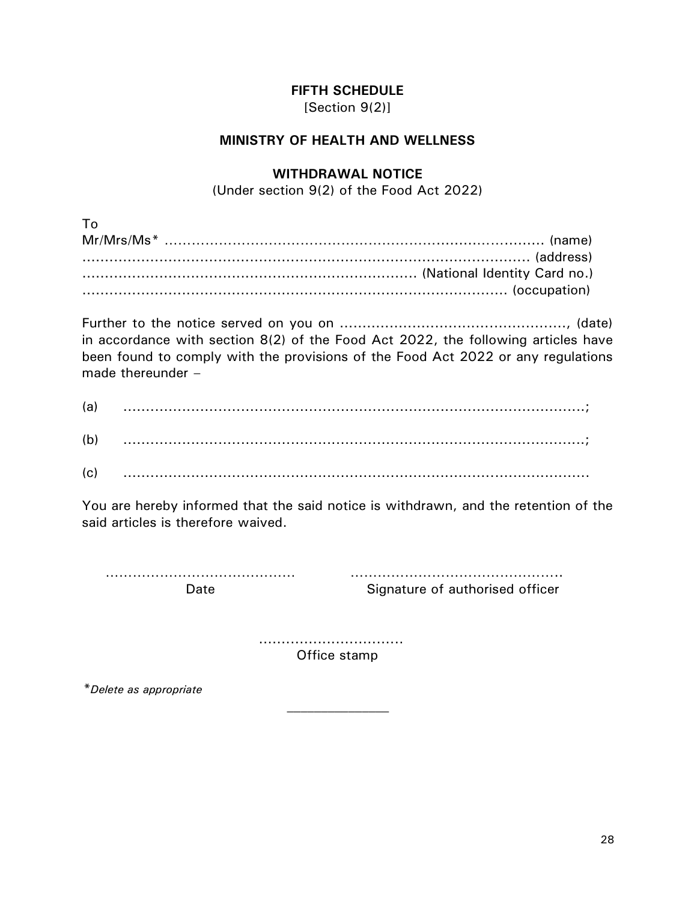**FIFTH SCHEDULE**

[Section 9(2)]

**MINISTRY OF HEALTH AND WELLNESS**

**WITHDRAWAL NOTICE**

(Under section 9(2) of the Food Act 2022)

To

Mr/Mrs/Ms* .................................................................................. (name)

........................................................................................................ (address)

......................................................................... (National Identity Card no.)

.................................................................................................. (occupation)

Further to the notice served on you on ................................................., (date) in accordance with section 8(2) of the Food Act 2022, the following articles have been found to comply with the provisions of the Food Act 2022 or any regulations made thereunder –

(a) ..........................................................................................................;

(b) ..........................................................................................................;

(c) ..........................................................................................................

You are hereby informed that the said notice is withdrawn, and the retention of the said articles is therefore waived.

| | |
|---|---|
| ......................................... | ............................................. |
| Date | Signature of authorised officer |

...............................

Office stamp

**Delete as appropriate*

---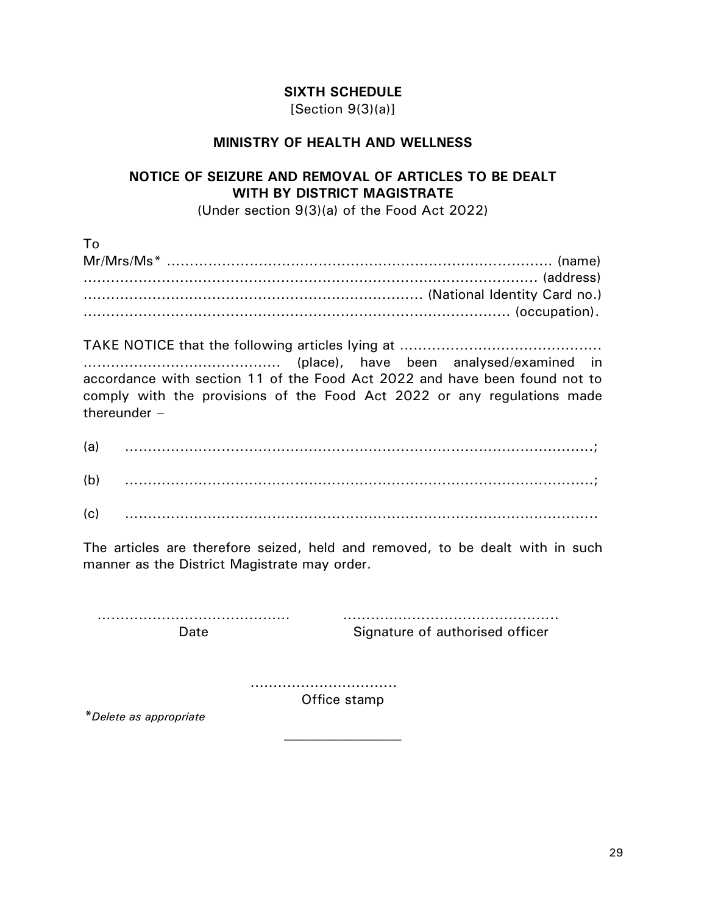**SIXTH SCHEDULE**

[Section 9(3)(a)]

**MINISTRY OF HEALTH AND WELLNESS**

**NOTICE OF SEIZURE AND REMOVAL OF ARTICLES TO BE DEALT WITH BY DISTRICT MAGISTRATE**

(Under section 9(3)(a) of the Food Act 2022)

To

Mr/Mrs/Ms* ………………………………………………………………………… (name)

…………………………………………………………………………………… (address)

………………………………………………………………… (National Identity Card no.)

……………………………………………………………………………… (occupation).

TAKE NOTICE that the following articles lying at …………………………………… …………………………………… (place), have been analysed/examined in accordance with section 11 of the Food Act 2022 and have been found not to comply with the provisions of the Food Act 2022 or any regulations made thereunder –

(a) ………………………………………………………………………………………;

(b) ………………………………………………………………………………………;

(c) ………………………………………………………………………………………

The articles are therefore seized, held and removed, to be dealt with in such manner as the District Magistrate may order.

……………………………………  ………………………………………

Date  Signature of authorised officer

…………………………

Office stamp

**Delete as appropriate*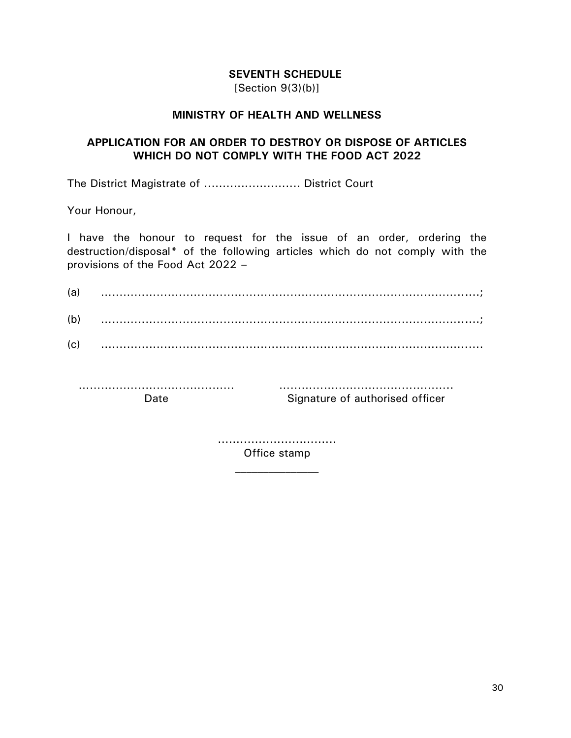**SEVENTH SCHEDULE**
[Section 9(3)(b)]

**MINISTRY OF HEALTH AND WELLNESS**

**APPLICATION FOR AN ORDER TO DESTROY OR DISPOSE OF ARTICLES WHICH DO NOT COMPLY WITH THE FOOD ACT 2022**

The District Magistrate of ……………………… District Court

Your Honour,

I have the honour to request for the issue of an order, ordering the destruction/disposal* of the following articles which do not comply with the provisions of the Food Act 2022 –

(a) ………………………………………………………………………………………;

(b) ………………………………………………………………………………………;

(c) ………………………………………………………………………………………

…………………………………… Date

………………………………………… Signature of authorised officer

…………………………… Office stamp

\_\_\_\_\_\_\_\_\_\_\_\_\_\_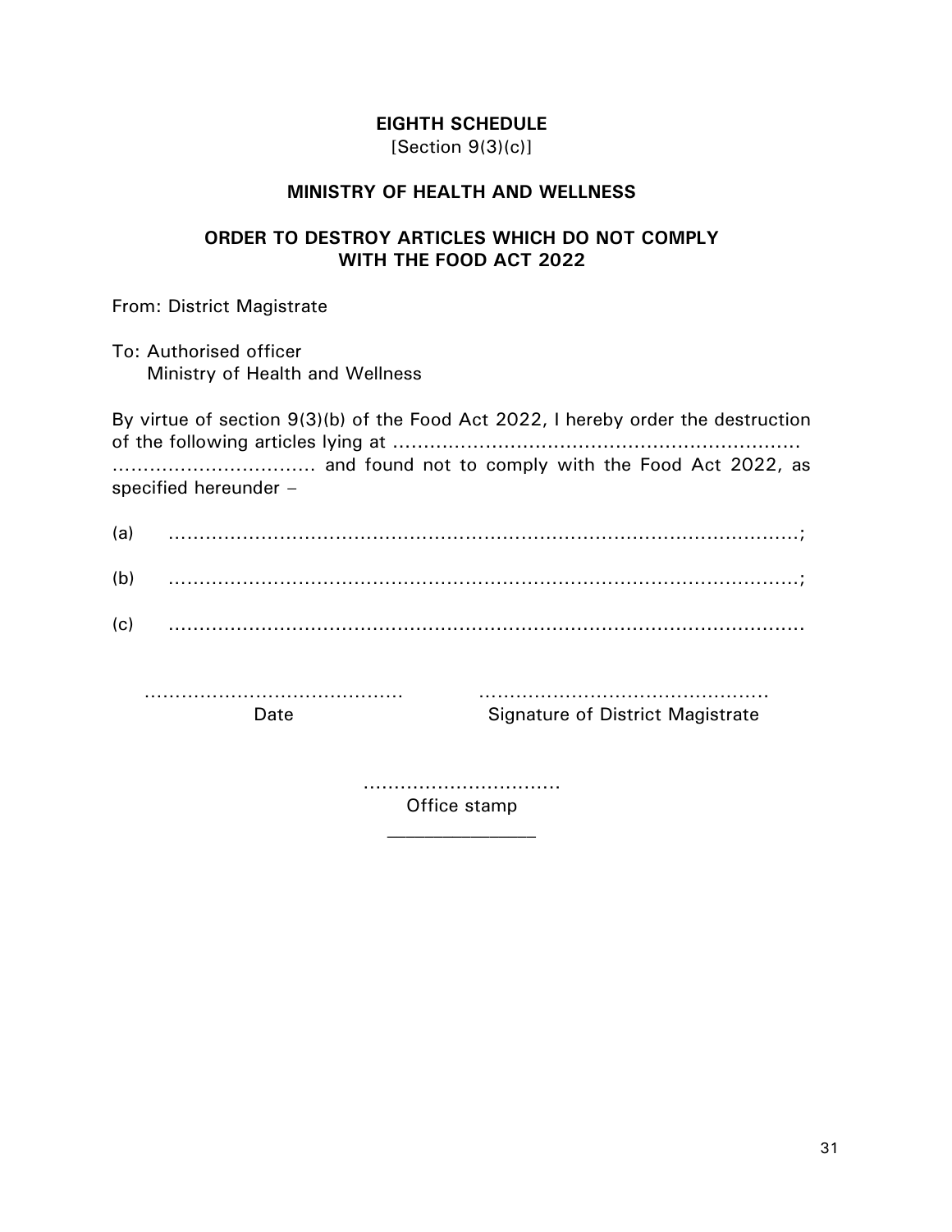**EIGHTH SCHEDULE**

[Section 9(3)(c)]

**MINISTRY OF HEALTH AND WELLNESS**

**ORDER TO DESTROY ARTICLES WHICH DO NOT COMPLY WITH THE FOOD ACT 2022**

From: District Magistrate

To: Authorised officer
Ministry of Health and Wellness

By virtue of section 9(3)(b) of the Food Act 2022, I hereby order the destruction of the following articles lying at ................................................................ ................................ and found not to comply with the Food Act 2022, as specified hereunder –

(a) ..........................................................................................;

(b) ..........................................................................................;

(c) ..........................................................................................

| ......................................... | ............................................. |
|---|---|
| Date | Signature of District Magistrate |

...............................
Office stamp

______________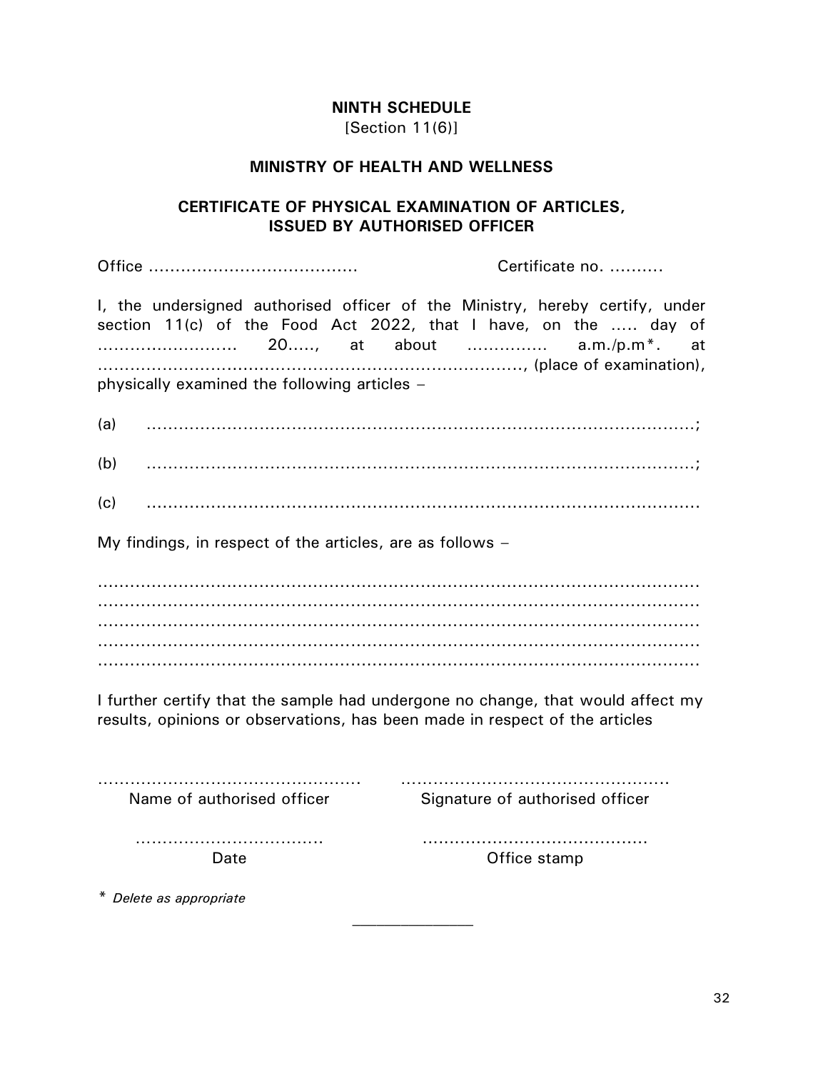**NINTH SCHEDULE**
[Section 11(6)]

**MINISTRY OF HEALTH AND WELLNESS**

**CERTIFICATE OF PHYSICAL EXAMINATION OF ARTICLES, ISSUED BY AUTHORISED OFFICER**

Office ....................................... Certificate no. ..........

I, the undersigned authorised officer of the Ministry, hereby certify, under section 11(c) of the Food Act 2022, that I have, on the ..... day of .......................... 20....., at about ............... a.m./p.m*. at ..............................................................................., (place of examination), physically examined the following articles –

(a) ..........................................................................................;

(b) ..........................................................................................;

(c) ..........................................................................................

My findings, in respect of the articles, are as follows –

..................................................................................................
..................................................................................................
..................................................................................................
..................................................................................................
..................................................................................................

I further certify that the sample had undergone no change, that would affect my results, opinions or observations, has been made in respect of the articles

................................................ ................................................
Name of authorised officer Signature of authorised officer

.................................. .........................................
Date Office stamp

\* *Delete as appropriate*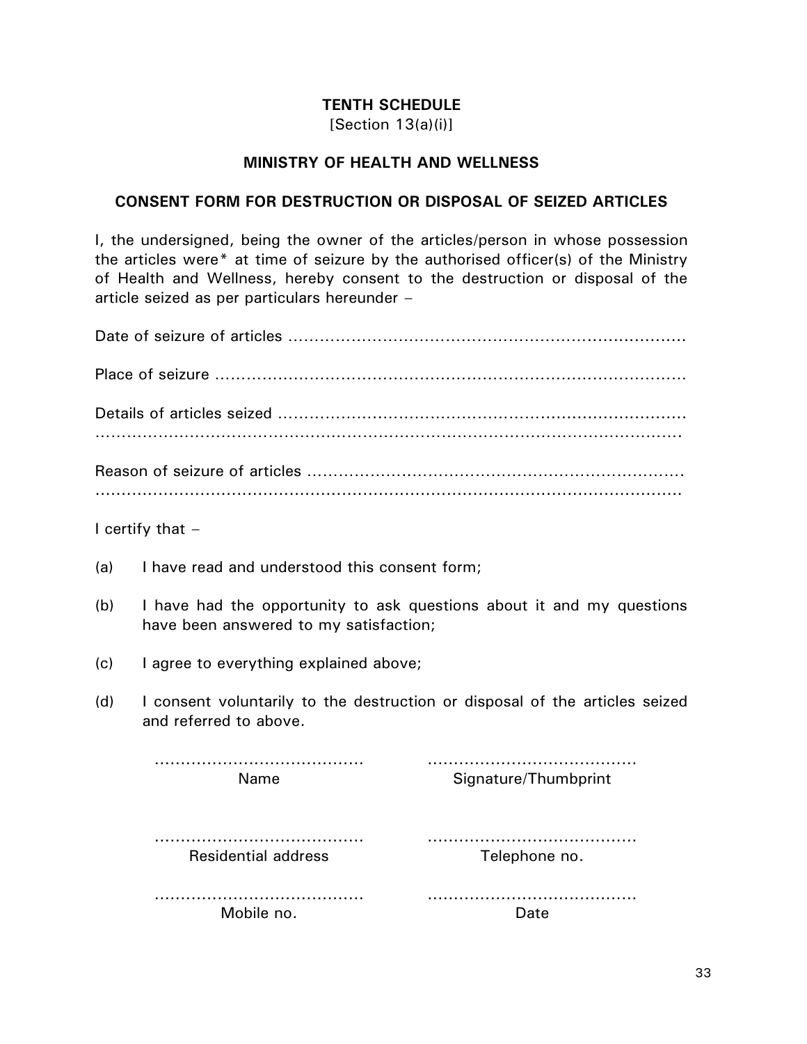**TENTH SCHEDULE**

[Section 13(a)(i)]

**MINISTRY OF HEALTH AND WELLNESS**

**CONSENT FORM FOR DESTRUCTION OR DISPOSAL OF SEIZED ARTICLES**

I, the undersigned, being the owner of the articles/person in whose possession the articles were* at time of seizure by the authorised officer(s) of the Ministry of Health and Wellness, hereby consent to the destruction or disposal of the article seized as per particulars hereunder –

Date of seizure of articles ..............................................................................

Place of seizure ..............................................................................

Details of articles seized ..............................................................................
..............................................................................

Reason of seizure of articles ..............................................................................
..............................................................................

I certify that –

(a) I have read and understood this consent form;

(b) I have had the opportunity to ask questions about it and my questions have been answered to my satisfaction;

(c) I agree to everything explained above;

(d) I consent voluntarily to the destruction or disposal of the articles seized and referred to above.

| | |
|---|---|
| ........................................ | ........................................ |
| Name | Signature/Thumbprint |
| ........................................ | ........................................ |
| Residential address | Telephone no. |
| ........................................ | ........................................ |
| Mobile no. | Date |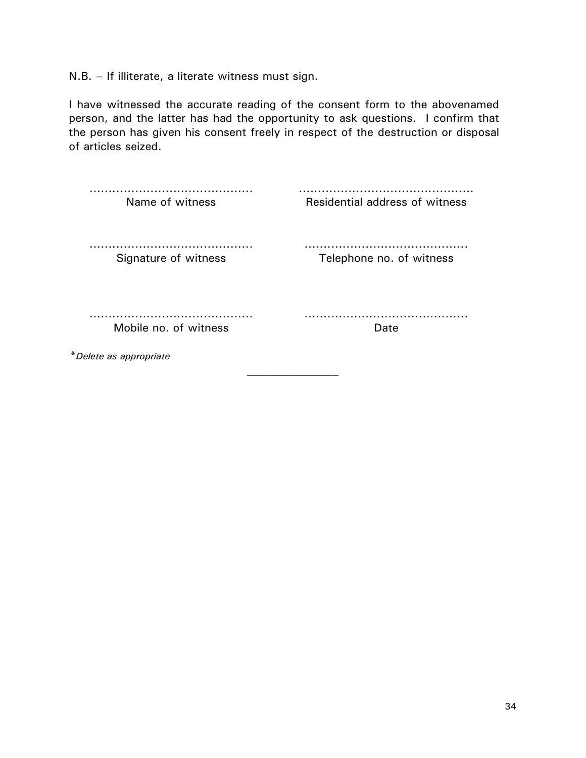N.B. – If illiterate, a literate witness must sign.

I have witnessed the accurate reading of the consent form to the abovenamed person, and the latter has had the opportunity to ask questions. I confirm that the person has given his consent freely in respect of the destruction or disposal of articles seized.

| | |
|---|---|
| ........................................... | ............................................. |
| Name of witness | Residential address of witness |
| ........................................... | ........................................... |
| Signature of witness | Telephone no. of witness |
| ........................................... | ........................................... |
| Mobile no. of witness | Date |

**Delete as appropriate*

\_\_\_\_\_\_\_\_\_\_\_\_\_\_\_\_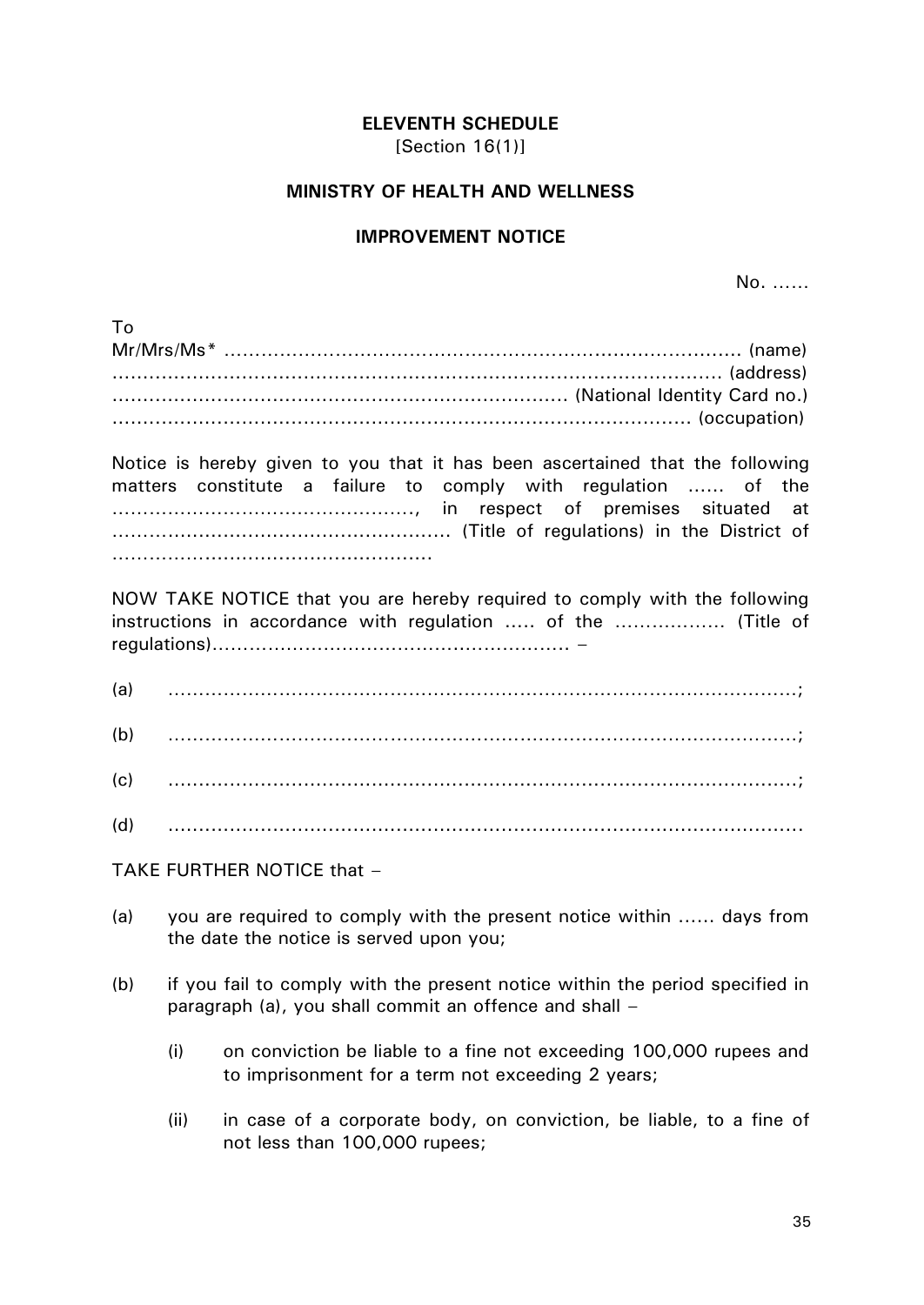**ELEVENTH SCHEDULE**
[Section 16(1)]

**MINISTRY OF HEALTH AND WELLNESS**

**IMPROVEMENT NOTICE**

No. ……

To
Mr/Mrs/Ms* ………………………………………………………………………… (name)
………………………………………………………………………………………… (address)
……………………………………………………………… (National Identity Card no.)
………………………………………………………………………………… (occupation)

Notice is hereby given to you that it has been ascertained that the following matters constitute a failure to comply with regulation …… of the ……………………………………………, in respect of premises situated at ……………………………………………… (Title of regulations) in the District of ……………………………………………

NOW TAKE NOTICE that you are hereby required to comply with the following instructions in accordance with regulation ….. of the …………….. (Title of regulations)………………………………………………… –

(a) ……………………………………………………………………………………;

(b) ……………………………………………………………………………………;

(c) ……………………………………………………………………………………;

(d) ……………………………………………………………………………………

TAKE FURTHER NOTICE that –

(a) you are required to comply with the present notice within …… days from the date the notice is served upon you;

(b) if you fail to comply with the present notice within the period specified in paragraph (a), you shall commit an offence and shall –

  (i) on conviction be liable to a fine not exceeding 100,000 rupees and to imprisonment for a term not exceeding 2 years;

  (ii) in case of a corporate body, on conviction, be liable, to a fine of not less than 100,000 rupees;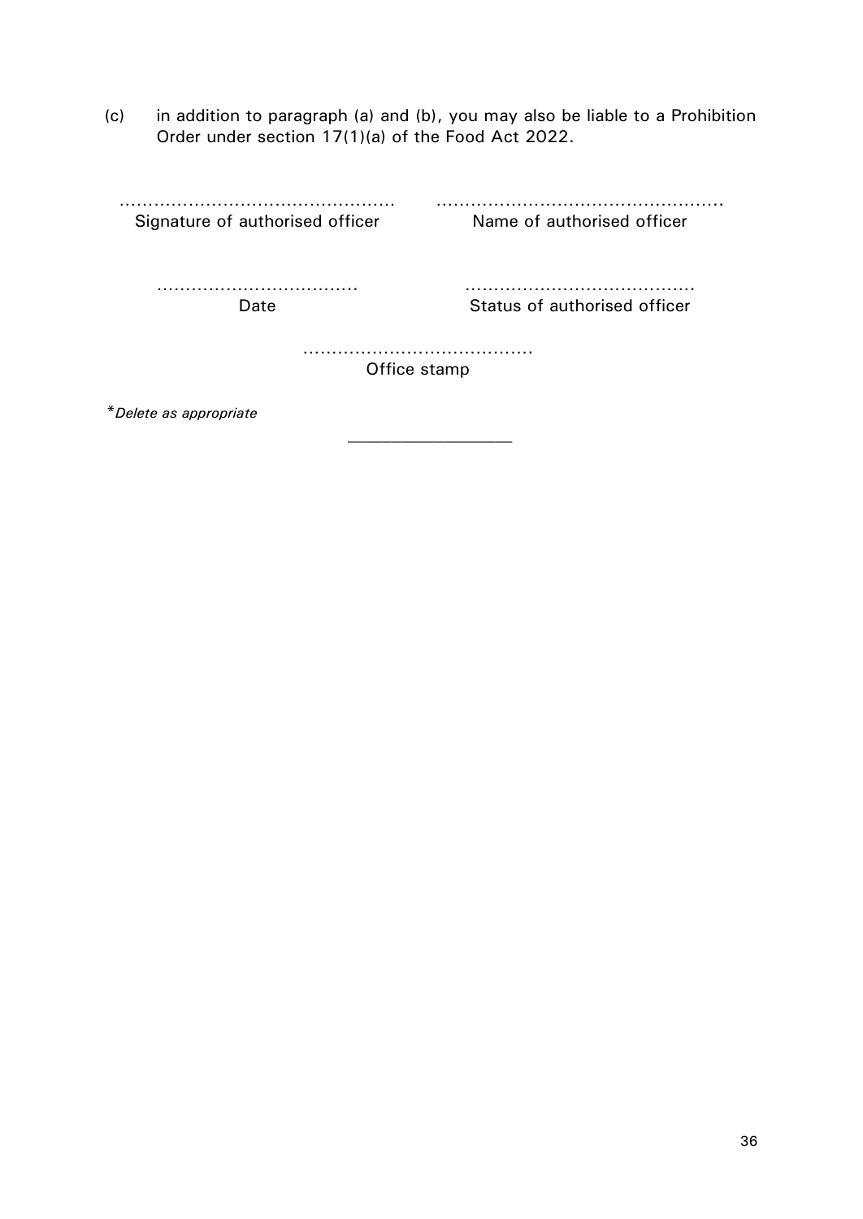(c) in addition to paragraph (a) and (b), you may also be liable to a Prohibition Order under section 17(1)(a) of the Food Act 2022.

| | |
|---|---|
| ………………………………………… | ………………………………………… |
| Signature of authorised officer | Name of authorised officer |
| …………………………… | ………………………………… |
| Date | Status of authorised officer |

…………………………………

Office stamp

**Delete as appropriate*

---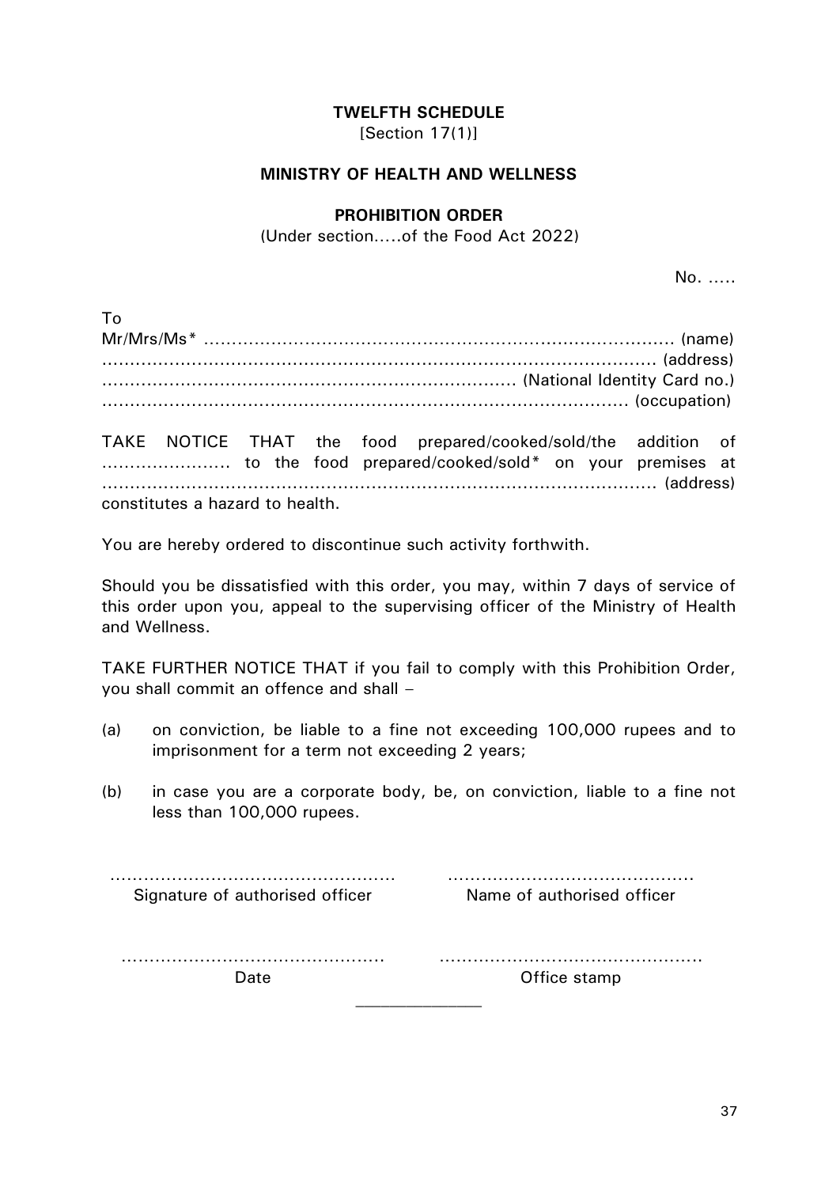# TWELFTH SCHEDULE

[Section 17(1)]

## MINISTRY OF HEALTH AND WELLNESS

### PROHIBITION ORDER

(Under section.....of the Food Act 2022)

No. .....

To

Mr/Mrs/Ms* ........................................................................................ (name)
.................................................................................................. (address)
........................................................................ (National Identity Card no.)
.......................................................................................... (occupation)

TAKE NOTICE THAT the food prepared/cooked/sold/the addition of ...................... to the food prepared/cooked/sold* on your premises at .................................................................................................. (address) constitutes a hazard to health.

You are hereby ordered to discontinue such activity forthwith.

Should you be dissatisfied with this order, you may, within 7 days of service of this order upon you, appeal to the supervising officer of the Ministry of Health and Wellness.

TAKE FURTHER NOTICE THAT if you fail to comply with this Prohibition Order, you shall commit an offence and shall –

(a) on conviction, be liable to a fine not exceeding 100,000 rupees and to imprisonment for a term not exceeding 2 years;

(b) in case you are a corporate body, be, on conviction, liable to a fine not less than 100,000 rupees.

| | |
|---|---|
| .................................................. | .......................................... |
| Signature of authorised officer | Name of authorised officer |
| .............................................. | .............................................. |
| Date | Office stamp |

---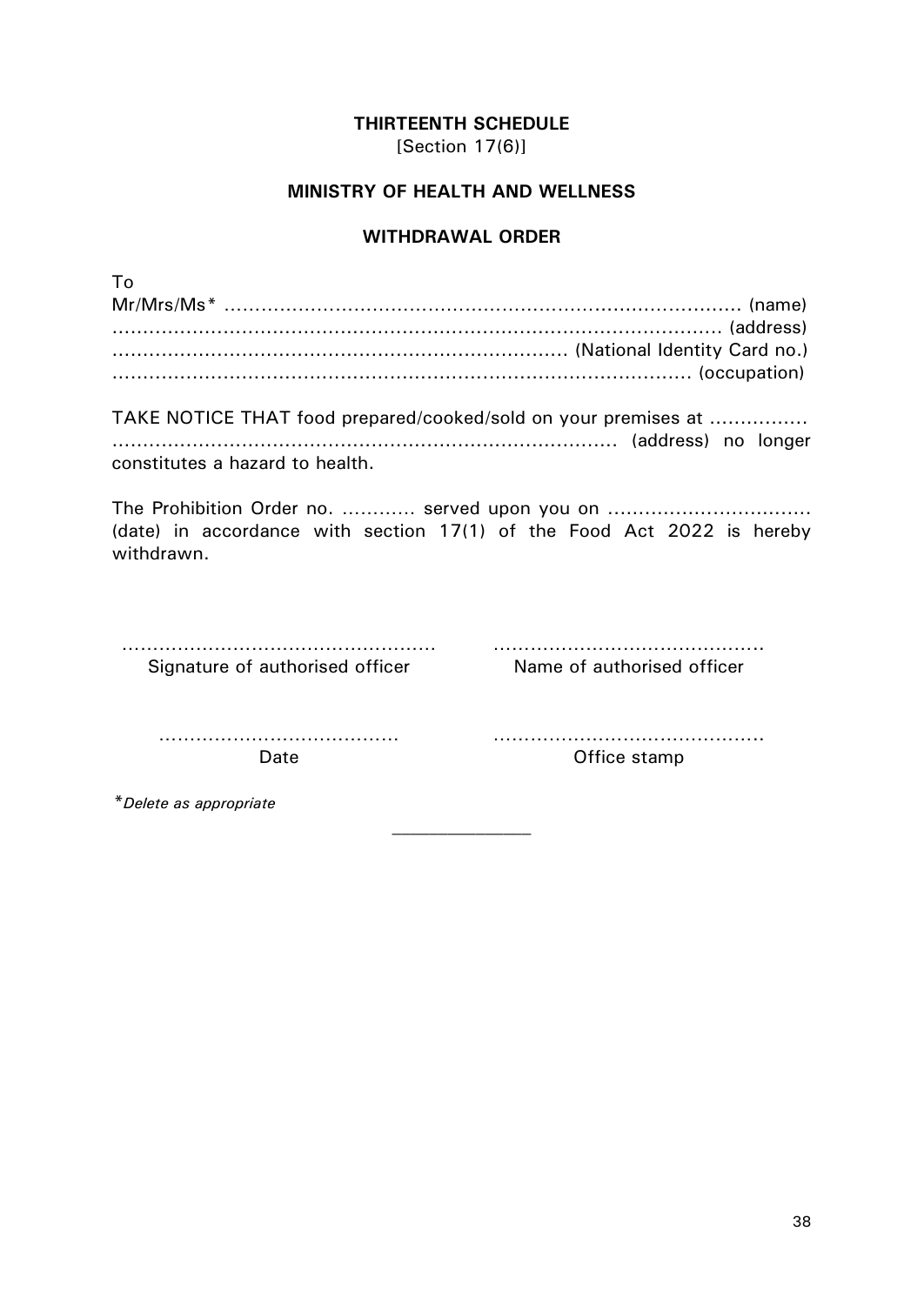**THIRTEENTH SCHEDULE**
[Section 17(6)]

**MINISTRY OF HEALTH AND WELLNESS**

**WITHDRAWAL ORDER**

To
Mr/Mrs/Ms* ………………………………………………………………………… (name)
………………………………………………………………………………………… (address)
…………………………………………………………… (National Identity Card no.)
………………………………………………………………………………… (occupation)

TAKE NOTICE THAT food prepared/cooked/sold on your premises at …………… ……………………………………………………………………… (address) no longer constitutes a hazard to health.

The Prohibition Order no. ………… served upon you on …………………………… (date) in accordance with section 17(1) of the Food Act 2022 is hereby withdrawn.

| | |
|---|---|
| …………………………………………… | …………………………………… |
| Signature of authorised officer | Name of authorised officer |
| ………………………………… | …………………………………… |
| Date | Office stamp |

**Delete as appropriate*

---